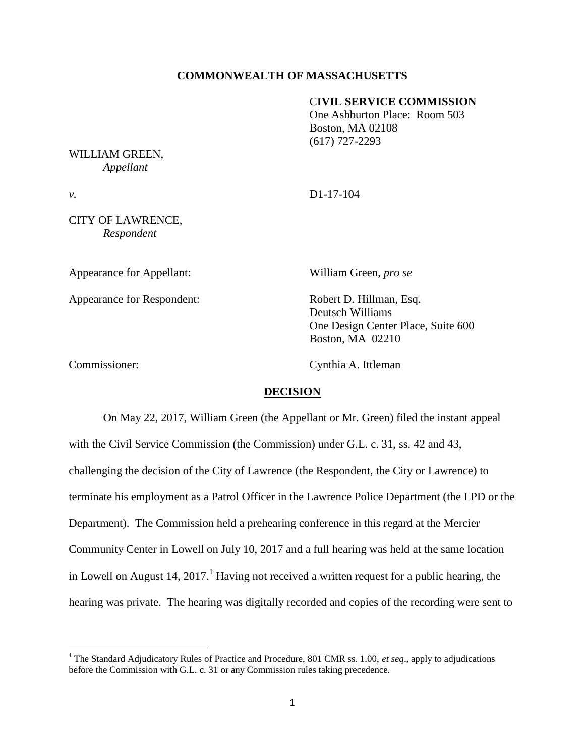**COMMONWEALTH OF MASSACHUSETTS**

**CIVIL SERVICE COMMISSION**
One Ashburton Place: Room 503
Boston, MA 02108
(617) 727-2293

WILLIAM GREEN,
*Appellant*

*v.* D1-17-104

CITY OF LAWRENCE,
*Respondent*

Appearance for Appellant: William Green, *pro se*

Appearance for Respondent: Robert D. Hillman, Esq.
Deutsch Williams
One Design Center Place, Suite 600
Boston, MA 02210

Commissioner: Cynthia A. Ittleman

**DECISION**

On May 22, 2017, William Green (the Appellant or Mr. Green) filed the instant appeal with the Civil Service Commission (the Commission) under G.L. c. 31, ss. 42 and 43, challenging the decision of the City of Lawrence (the Respondent, the City or Lawrence) to terminate his employment as a Patrol Officer in the Lawrence Police Department (the LPD or the Department). The Commission held a prehearing conference in this regard at the Mercier Community Center in Lowell on July 10, 2017 and a full hearing was held at the same location in Lowell on August 14, 2017.[1] Having not received a written request for a public hearing, the hearing was private. The hearing was digitally recorded and copies of the recording were sent to

[1] The Standard Adjudicatory Rules of Practice and Procedure, 801 CMR ss. 1.00, *et seq*., apply to adjudications before the Commission with G.L. c. 31 or any Commission rules taking precedence.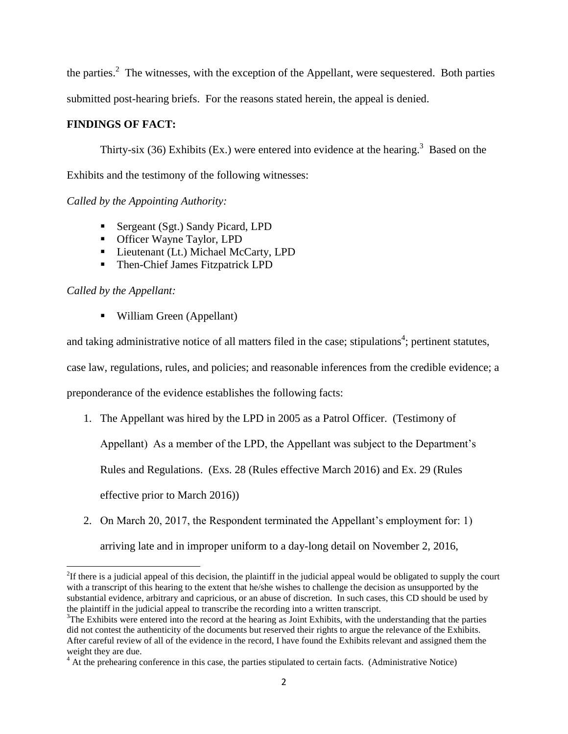the parties.[2] The witnesses, with the exception of the Appellant, were sequestered. Both parties submitted post-hearing briefs. For the reasons stated herein, the appeal is denied.

**FINDINGS OF FACT:**

Thirty-six (36) Exhibits (Ex.) were entered into evidence at the hearing.[3] Based on the Exhibits and the testimony of the following witnesses:

*Called by the Appointing Authority:*

- Sergeant (Sgt.) Sandy Picard, LPD
- Officer Wayne Taylor, LPD
- Lieutenant (Lt.) Michael McCarty, LPD
- Then-Chief James Fitzpatrick LPD

*Called by the Appellant:*

- William Green (Appellant)

and taking administrative notice of all matters filed in the case; stipulations[4]; pertinent statutes, case law, regulations, rules, and policies; and reasonable inferences from the credible evidence; a preponderance of the evidence establishes the following facts:

1. The Appellant was hired by the LPD in 2005 as a Patrol Officer. (Testimony of Appellant) As a member of the LPD, the Appellant was subject to the Department's Rules and Regulations. (Exs. 28 (Rules effective March 2016) and Ex. 29 (Rules effective prior to March 2016))
2. On March 20, 2017, the Respondent terminated the Appellant's employment for: 1) arriving late and in improper uniform to a day-long detail on November 2, 2016,

---

[2] If there is a judicial appeal of this decision, the plaintiff in the judicial appeal would be obligated to supply the court with a transcript of this hearing to the extent that he/she wishes to challenge the decision as unsupported by the substantial evidence, arbitrary and capricious, or an abuse of discretion. In such cases, this CD should be used by the plaintiff in the judicial appeal to transcribe the recording into a written transcript.

[3] The Exhibits were entered into the record at the hearing as Joint Exhibits, with the understanding that the parties did not contest the authenticity of the documents but reserved their rights to argue the relevance of the Exhibits. After careful review of all of the evidence in the record, I have found the Exhibits relevant and assigned them the weight they are due.

[4] At the prehearing conference in this case, the parties stipulated to certain facts. (Administrative Notice)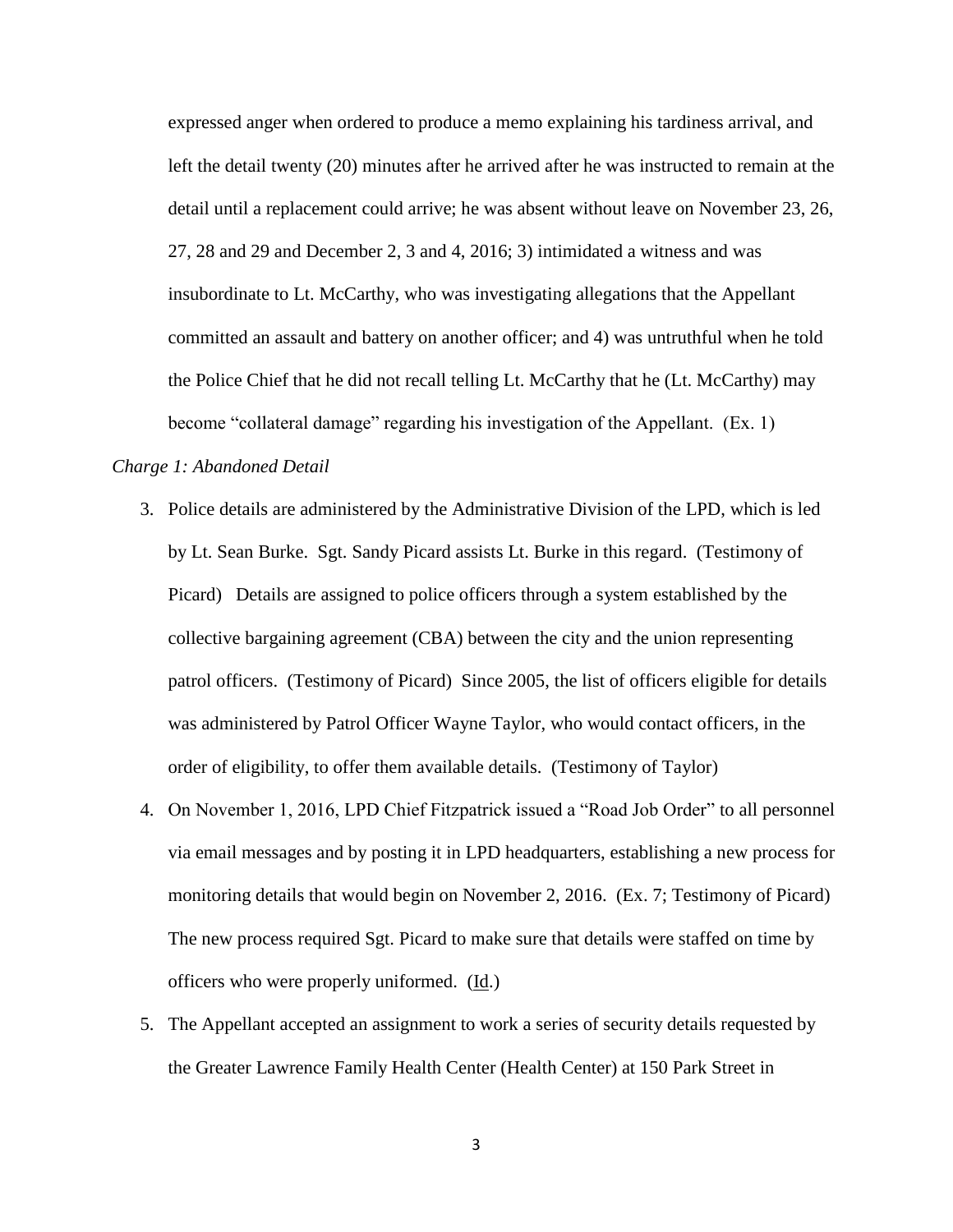expressed anger when ordered to produce a memo explaining his tardiness arrival, and left the detail twenty (20) minutes after he arrived after he was instructed to remain at the detail until a replacement could arrive; he was absent without leave on November 23, 26, 27, 28 and 29 and December 2, 3 and 4, 2016; 3) intimidated a witness and was insubordinate to Lt. McCarthy, who was investigating allegations that the Appellant committed an assault and battery on another officer; and 4) was untruthful when he told the Police Chief that he did not recall telling Lt. McCarthy that he (Lt. McCarthy) may become "collateral damage" regarding his investigation of the Appellant. (Ex. 1)

*Charge 1: Abandoned Detail*

3. Police details are administered by the Administrative Division of the LPD, which is led by Lt. Sean Burke. Sgt. Sandy Picard assists Lt. Burke in this regard. (Testimony of Picard) Details are assigned to police officers through a system established by the collective bargaining agreement (CBA) between the city and the union representing patrol officers. (Testimony of Picard) Since 2005, the list of officers eligible for details was administered by Patrol Officer Wayne Taylor, who would contact officers, in the order of eligibility, to offer them available details. (Testimony of Taylor)

4. On November 1, 2016, LPD Chief Fitzpatrick issued a "Road Job Order" to all personnel via email messages and by posting it in LPD headquarters, establishing a new process for monitoring details that would begin on November 2, 2016. (Ex. 7; Testimony of Picard) The new process required Sgt. Picard to make sure that details were staffed on time by officers who were properly uniformed. (Id.)

5. The Appellant accepted an assignment to work a series of security details requested by the Greater Lawrence Family Health Center (Health Center) at 150 Park Street in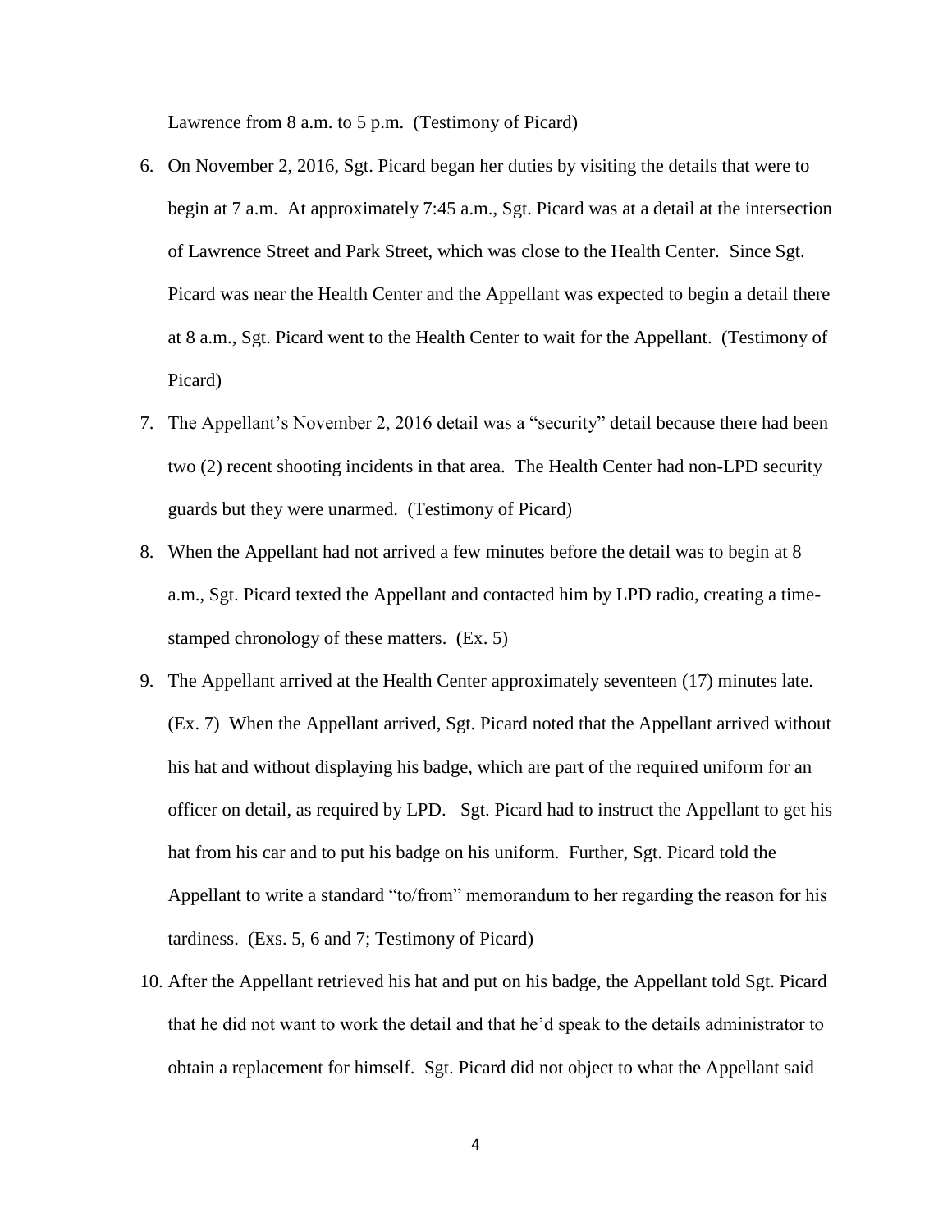Lawrence from 8 a.m. to 5 p.m. (Testimony of Picard)

6. On November 2, 2016, Sgt. Picard began her duties by visiting the details that were to begin at 7 a.m. At approximately 7:45 a.m., Sgt. Picard was at a detail at the intersection of Lawrence Street and Park Street, which was close to the Health Center. Since Sgt. Picard was near the Health Center and the Appellant was expected to begin a detail there at 8 a.m., Sgt. Picard went to the Health Center to wait for the Appellant. (Testimony of Picard)
7. The Appellant's November 2, 2016 detail was a "security" detail because there had been two (2) recent shooting incidents in that area. The Health Center had non-LPD security guards but they were unarmed. (Testimony of Picard)
8. When the Appellant had not arrived a few minutes before the detail was to begin at 8 a.m., Sgt. Picard texted the Appellant and contacted him by LPD radio, creating a time-stamped chronology of these matters. (Ex. 5)
9. The Appellant arrived at the Health Center approximately seventeen (17) minutes late. (Ex. 7) When the Appellant arrived, Sgt. Picard noted that the Appellant arrived without his hat and without displaying his badge, which are part of the required uniform for an officer on detail, as required by LPD. Sgt. Picard had to instruct the Appellant to get his hat from his car and to put his badge on his uniform. Further, Sgt. Picard told the Appellant to write a standard "to/from" memorandum to her regarding the reason for his tardiness. (Exs. 5, 6 and 7; Testimony of Picard)
10. After the Appellant retrieved his hat and put on his badge, the Appellant told Sgt. Picard that he did not want to work the detail and that he'd speak to the details administrator to obtain a replacement for himself. Sgt. Picard did not object to what the Appellant said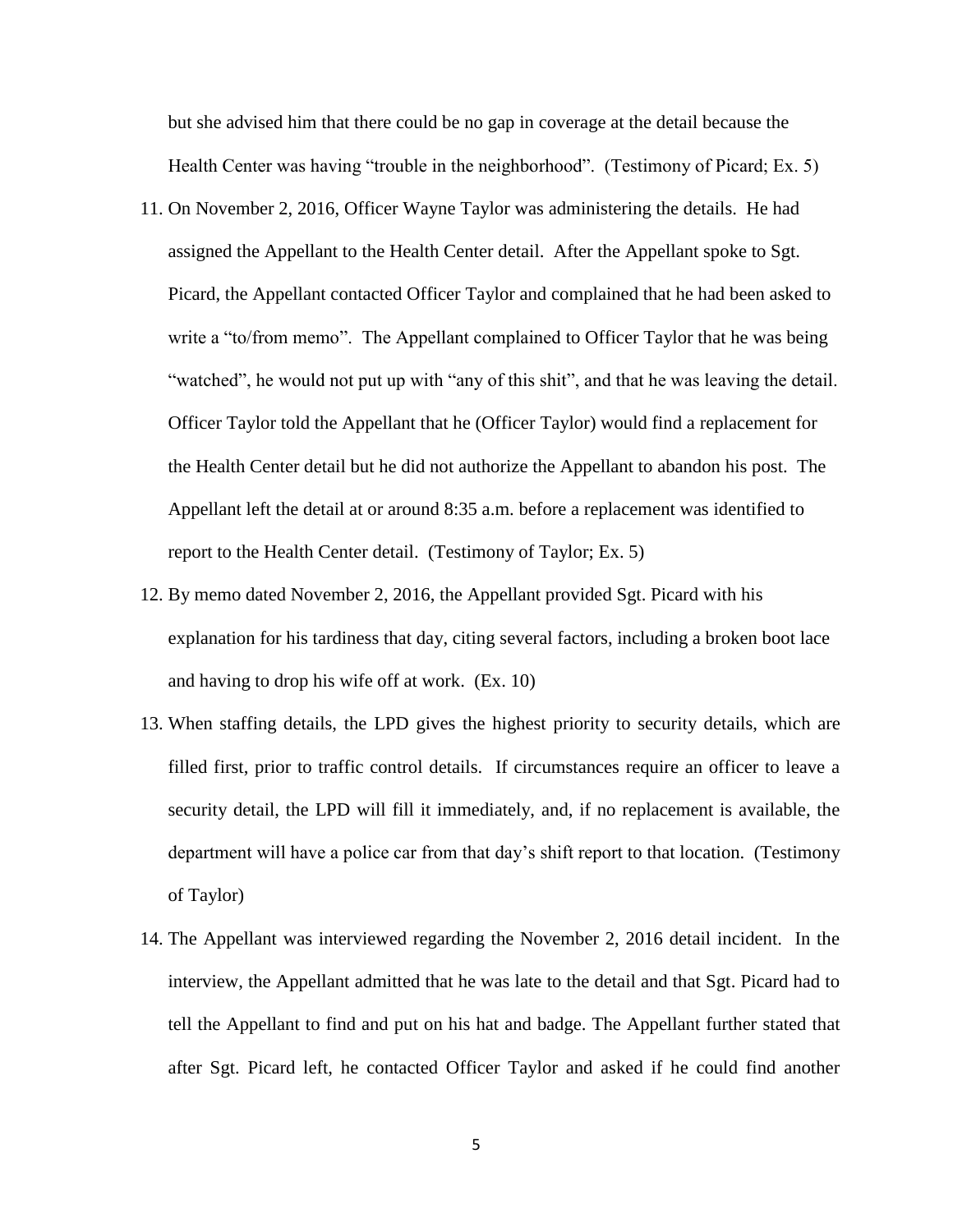but she advised him that there could be no gap in coverage at the detail because the Health Center was having "trouble in the neighborhood". (Testimony of Picard; Ex. 5)

11. On November 2, 2016, Officer Wayne Taylor was administering the details. He had assigned the Appellant to the Health Center detail. After the Appellant spoke to Sgt. Picard, the Appellant contacted Officer Taylor and complained that he had been asked to write a "to/from memo". The Appellant complained to Officer Taylor that he was being "watched", he would not put up with "any of this shit", and that he was leaving the detail. Officer Taylor told the Appellant that he (Officer Taylor) would find a replacement for the Health Center detail but he did not authorize the Appellant to abandon his post. The Appellant left the detail at or around 8:35 a.m. before a replacement was identified to report to the Health Center detail. (Testimony of Taylor; Ex. 5)

12. By memo dated November 2, 2016, the Appellant provided Sgt. Picard with his explanation for his tardiness that day, citing several factors, including a broken boot lace and having to drop his wife off at work. (Ex. 10)

13. When staffing details, the LPD gives the highest priority to security details, which are filled first, prior to traffic control details. If circumstances require an officer to leave a security detail, the LPD will fill it immediately, and, if no replacement is available, the department will have a police car from that day's shift report to that location. (Testimony of Taylor)

14. The Appellant was interviewed regarding the November 2, 2016 detail incident. In the interview, the Appellant admitted that he was late to the detail and that Sgt. Picard had to tell the Appellant to find and put on his hat and badge. The Appellant further stated that after Sgt. Picard left, he contacted Officer Taylor and asked if he could find another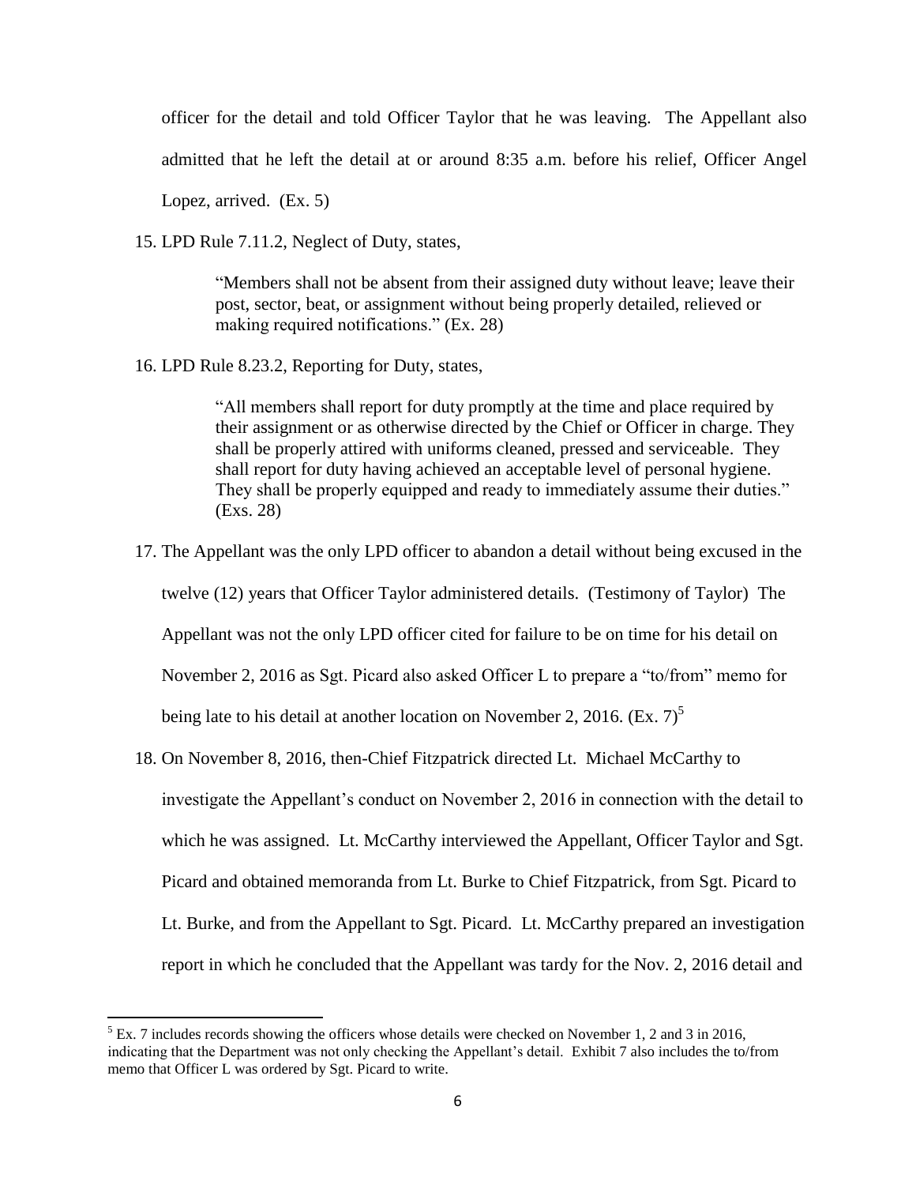officer for the detail and told Officer Taylor that he was leaving. The Appellant also admitted that he left the detail at or around 8:35 a.m. before his relief, Officer Angel Lopez, arrived. (Ex. 5)

15. LPD Rule 7.11.2, Neglect of Duty, states,

> "Members shall not be absent from their assigned duty without leave; leave their post, sector, beat, or assignment without being properly detailed, relieved or making required notifications." (Ex. 28)

16. LPD Rule 8.23.2, Reporting for Duty, states,

> "All members shall report for duty promptly at the time and place required by their assignment or as otherwise directed by the Chief or Officer in charge. They shall be properly attired with uniforms cleaned, pressed and serviceable. They shall report for duty having achieved an acceptable level of personal hygiene. They shall be properly equipped and ready to immediately assume their duties." (Exs. 28)

17. The Appellant was the only LPD officer to abandon a detail without being excused in the twelve (12) years that Officer Taylor administered details. (Testimony of Taylor) The Appellant was not the only LPD officer cited for failure to be on time for his detail on November 2, 2016 as Sgt. Picard also asked Officer L to prepare a "to/from" memo for being late to his detail at another location on November 2, 2016. (Ex. 7)[5]

18. On November 8, 2016, then-Chief Fitzpatrick directed Lt. Michael McCarthy to investigate the Appellant's conduct on November 2, 2016 in connection with the detail to which he was assigned. Lt. McCarthy interviewed the Appellant, Officer Taylor and Sgt. Picard and obtained memoranda from Lt. Burke to Chief Fitzpatrick, from Sgt. Picard to Lt. Burke, and from the Appellant to Sgt. Picard. Lt. McCarthy prepared an investigation report in which he concluded that the Appellant was tardy for the Nov. 2, 2016 detail and

---

[5] Ex. 7 includes records showing the officers whose details were checked on November 1, 2 and 3 in 2016, indicating that the Department was not only checking the Appellant's detail. Exhibit 7 also includes the to/from memo that Officer L was ordered by Sgt. Picard to write.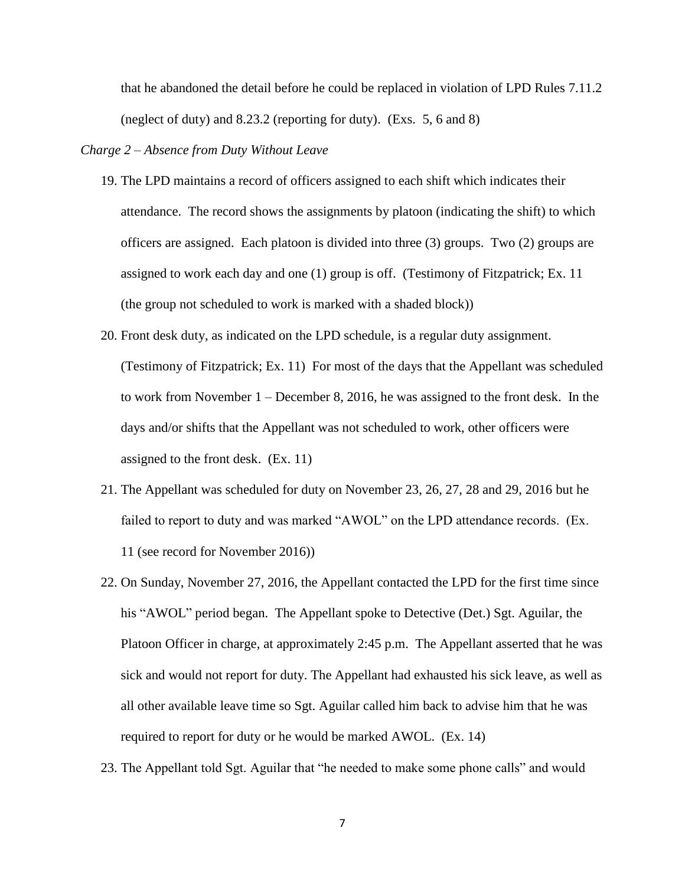that he abandoned the detail before he could be replaced in violation of LPD Rules 7.11.2 (neglect of duty) and 8.23.2 (reporting for duty). (Exs. 5, 6 and 8)

*Charge 2 – Absence from Duty Without Leave*

19. The LPD maintains a record of officers assigned to each shift which indicates their attendance. The record shows the assignments by platoon (indicating the shift) to which officers are assigned. Each platoon is divided into three (3) groups. Two (2) groups are assigned to work each day and one (1) group is off. (Testimony of Fitzpatrick; Ex. 11 (the group not scheduled to work is marked with a shaded block))

20. Front desk duty, as indicated on the LPD schedule, is a regular duty assignment. (Testimony of Fitzpatrick; Ex. 11) For most of the days that the Appellant was scheduled to work from November 1 – December 8, 2016, he was assigned to the front desk. In the days and/or shifts that the Appellant was not scheduled to work, other officers were assigned to the front desk. (Ex. 11)

21. The Appellant was scheduled for duty on November 23, 26, 27, 28 and 29, 2016 but he failed to report to duty and was marked "AWOL" on the LPD attendance records. (Ex. 11 (see record for November 2016))

22. On Sunday, November 27, 2016, the Appellant contacted the LPD for the first time since his "AWOL" period began. The Appellant spoke to Detective (Det.) Sgt. Aguilar, the Platoon Officer in charge, at approximately 2:45 p.m. The Appellant asserted that he was sick and would not report for duty. The Appellant had exhausted his sick leave, as well as all other available leave time so Sgt. Aguilar called him back to advise him that he was required to report for duty or he would be marked AWOL. (Ex. 14)

23. The Appellant told Sgt. Aguilar that "he needed to make some phone calls" and would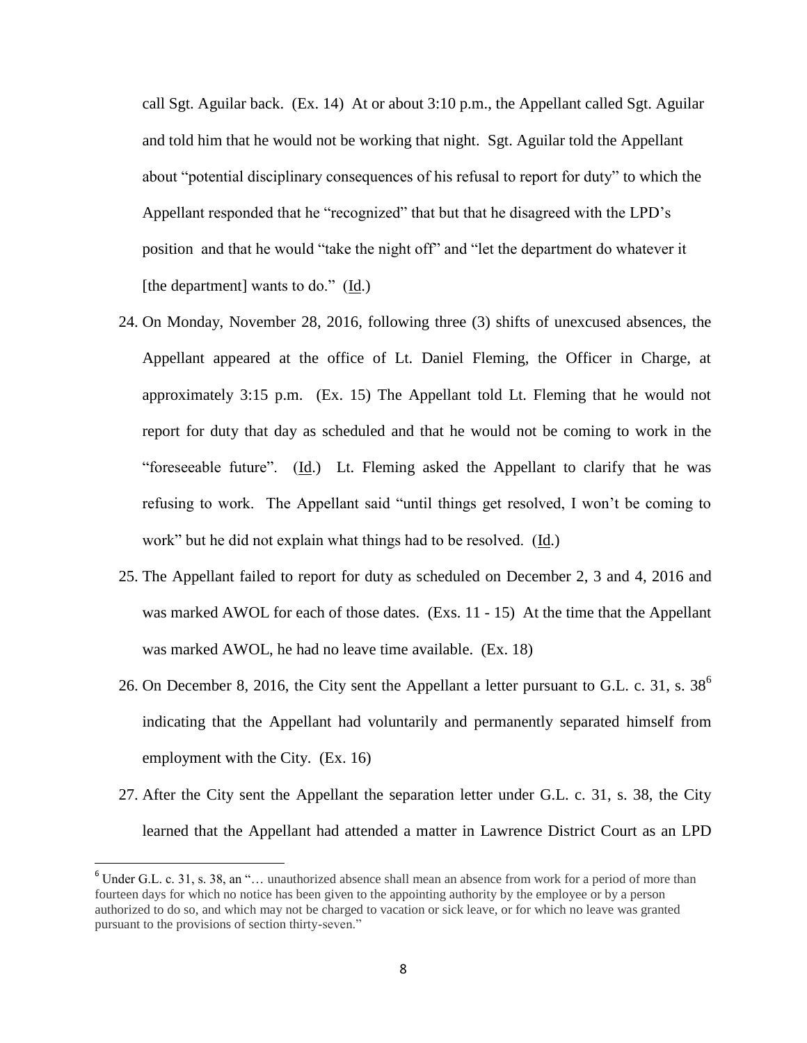call Sgt. Aguilar back. (Ex. 14) At or about 3:10 p.m., the Appellant called Sgt. Aguilar and told him that he would not be working that night. Sgt. Aguilar told the Appellant about "potential disciplinary consequences of his refusal to report for duty" to which the Appellant responded that he "recognized" that but that he disagreed with the LPD's position and that he would "take the night off" and "let the department do whatever it [the department] wants to do." (Id.)

24. On Monday, November 28, 2016, following three (3) shifts of unexcused absences, the Appellant appeared at the office of Lt. Daniel Fleming, the Officer in Charge, at approximately 3:15 p.m. (Ex. 15) The Appellant told Lt. Fleming that he would not report for duty that day as scheduled and that he would not be coming to work in the "foreseeable future". (Id.) Lt. Fleming asked the Appellant to clarify that he was refusing to work. The Appellant said "until things get resolved, I won't be coming to work" but he did not explain what things had to be resolved. (Id.)

25. The Appellant failed to report for duty as scheduled on December 2, 3 and 4, 2016 and was marked AWOL for each of those dates. (Exs. 11 - 15) At the time that the Appellant was marked AWOL, he had no leave time available. (Ex. 18)

26. On December 8, 2016, the City sent the Appellant a letter pursuant to G.L. c. 31, s. 38[6] indicating that the Appellant had voluntarily and permanently separated himself from employment with the City. (Ex. 16)

27. After the City sent the Appellant the separation letter under G.L. c. 31, s. 38, the City learned that the Appellant had attended a matter in Lawrence District Court as an LPD

---

[6] Under G.L. c. 31, s. 38, an "… unauthorized absence shall mean an absence from work for a period of more than fourteen days for which no notice has been given to the appointing authority by the employee or by a person authorized to do so, and which may not be charged to vacation or sick leave, or for which no leave was granted pursuant to the provisions of section thirty-seven."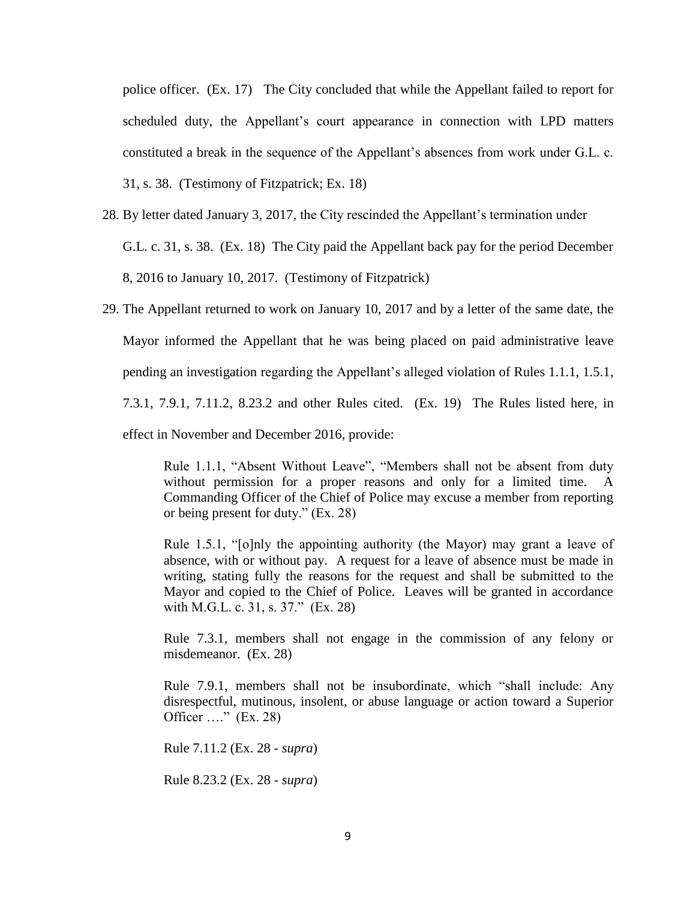police officer. (Ex. 17) The City concluded that while the Appellant failed to report for scheduled duty, the Appellant's court appearance in connection with LPD matters constituted a break in the sequence of the Appellant's absences from work under G.L. c. 31, s. 38. (Testimony of Fitzpatrick; Ex. 18)

28. By letter dated January 3, 2017, the City rescinded the Appellant's termination under G.L. c. 31, s. 38. (Ex. 18) The City paid the Appellant back pay for the period December 8, 2016 to January 10, 2017. (Testimony of Fitzpatrick)

29. The Appellant returned to work on January 10, 2017 and by a letter of the same date, the Mayor informed the Appellant that he was being placed on paid administrative leave pending an investigation regarding the Appellant's alleged violation of Rules 1.1.1, 1.5.1, 7.3.1, 7.9.1, 7.11.2, 8.23.2 and other Rules cited. (Ex. 19) The Rules listed here, in effect in November and December 2016, provide:

    Rule 1.1.1, "Absent Without Leave", "Members shall not be absent from duty without permission for a proper reasons and only for a limited time. A Commanding Officer of the Chief of Police may excuse a member from reporting or being present for duty." (Ex. 28)

    Rule 1.5.1, "[o]nly the appointing authority (the Mayor) may grant a leave of absence, with or without pay. A request for a leave of absence must be made in writing, stating fully the reasons for the request and shall be submitted to the Mayor and copied to the Chief of Police. Leaves will be granted in accordance with M.G.L. c. 31, s. 37." (Ex. 28)

    Rule 7.3.1, members shall not engage in the commission of any felony or misdemeanor. (Ex. 28)

    Rule 7.9.1, members shall not be insubordinate, which "shall include: Any disrespectful, mutinous, insolent, or abuse language or action toward a Superior Officer …." (Ex. 28)

    Rule 7.11.2 (Ex. 28 - *supra*)

    Rule 8.23.2 (Ex. 28 - *supra*)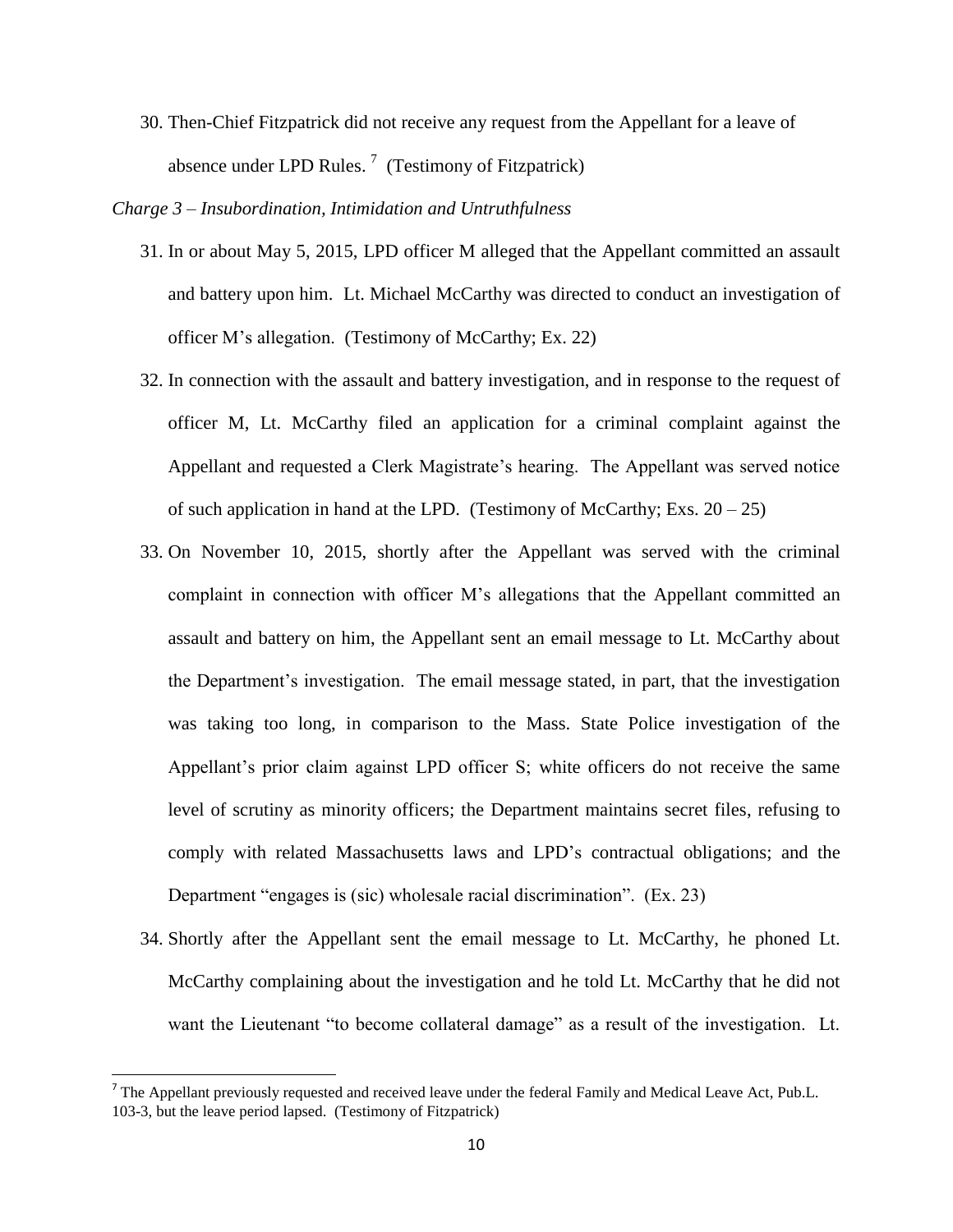30. Then-Chief Fitzpatrick did not receive any request from the Appellant for a leave of absence under LPD Rules. [7] (Testimony of Fitzpatrick)

*Charge 3 – Insubordination, Intimidation and Untruthfulness*

31. In or about May 5, 2015, LPD officer M alleged that the Appellant committed an assault and battery upon him. Lt. Michael McCarthy was directed to conduct an investigation of officer M's allegation. (Testimony of McCarthy; Ex. 22)

32. In connection with the assault and battery investigation, and in response to the request of officer M, Lt. McCarthy filed an application for a criminal complaint against the Appellant and requested a Clerk Magistrate's hearing. The Appellant was served notice of such application in hand at the LPD. (Testimony of McCarthy; Exs. 20 – 25)

33. On November 10, 2015, shortly after the Appellant was served with the criminal complaint in connection with officer M's allegations that the Appellant committed an assault and battery on him, the Appellant sent an email message to Lt. McCarthy about the Department's investigation. The email message stated, in part, that the investigation was taking too long, in comparison to the Mass. State Police investigation of the Appellant's prior claim against LPD officer S; white officers do not receive the same level of scrutiny as minority officers; the Department maintains secret files, refusing to comply with related Massachusetts laws and LPD's contractual obligations; and the Department "engages is (sic) wholesale racial discrimination". (Ex. 23)

34. Shortly after the Appellant sent the email message to Lt. McCarthy, he phoned Lt. McCarthy complaining about the investigation and he told Lt. McCarthy that he did not want the Lieutenant "to become collateral damage" as a result of the investigation. Lt.

---

[7] The Appellant previously requested and received leave under the federal Family and Medical Leave Act, Pub.L. 103-3, but the leave period lapsed. (Testimony of Fitzpatrick)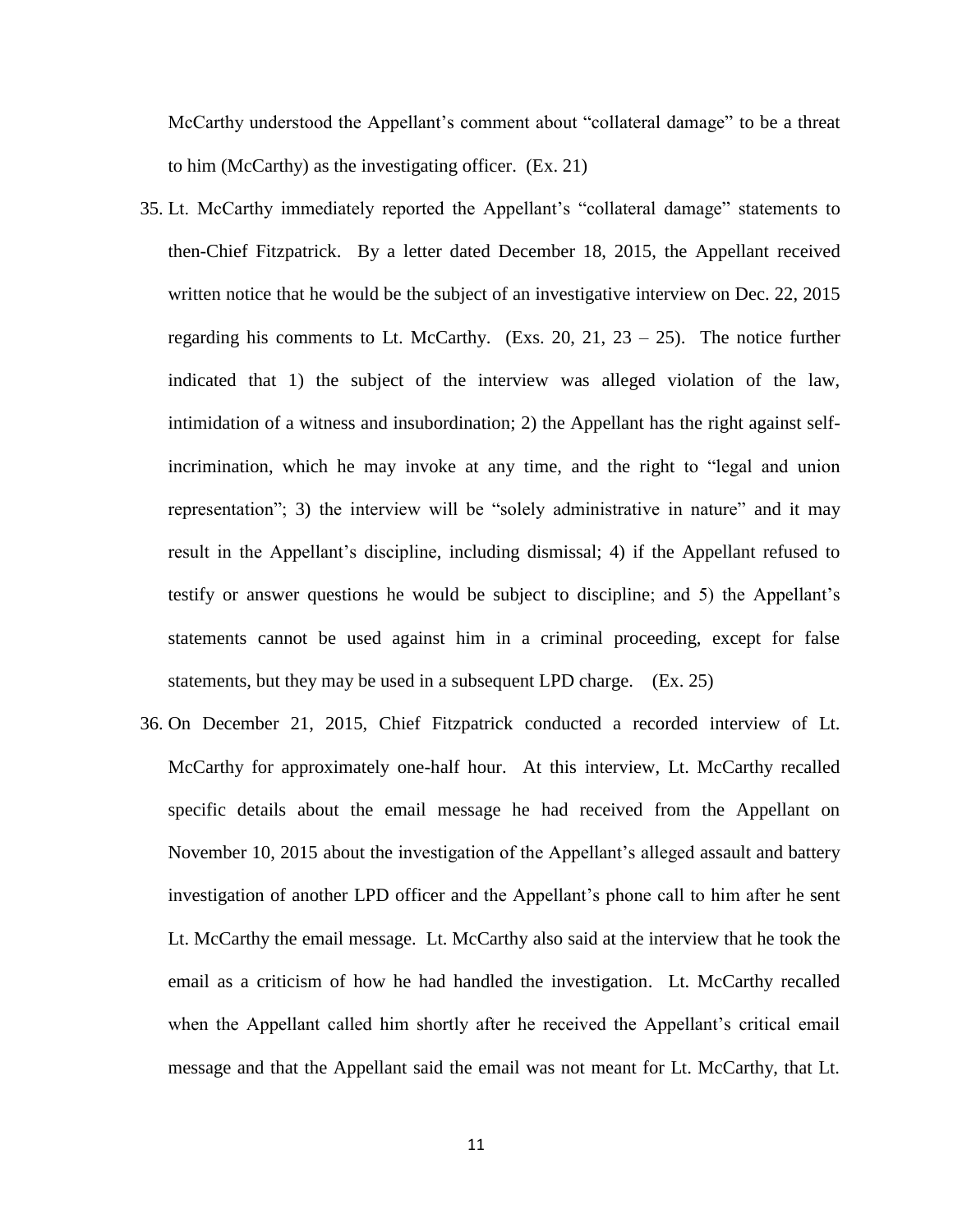McCarthy understood the Appellant's comment about "collateral damage" to be a threat to him (McCarthy) as the investigating officer. (Ex. 21)

35. Lt. McCarthy immediately reported the Appellant's "collateral damage" statements to then-Chief Fitzpatrick. By a letter dated December 18, 2015, the Appellant received written notice that he would be the subject of an investigative interview on Dec. 22, 2015 regarding his comments to Lt. McCarthy. (Exs. 20, 21, 23 – 25). The notice further indicated that 1) the subject of the interview was alleged violation of the law, intimidation of a witness and insubordination; 2) the Appellant has the right against self-incrimination, which he may invoke at any time, and the right to "legal and union representation"; 3) the interview will be "solely administrative in nature" and it may result in the Appellant's discipline, including dismissal; 4) if the Appellant refused to testify or answer questions he would be subject to discipline; and 5) the Appellant's statements cannot be used against him in a criminal proceeding, except for false statements, but they may be used in a subsequent LPD charge. (Ex. 25)

36. On December 21, 2015, Chief Fitzpatrick conducted a recorded interview of Lt. McCarthy for approximately one-half hour. At this interview, Lt. McCarthy recalled specific details about the email message he had received from the Appellant on November 10, 2015 about the investigation of the Appellant's alleged assault and battery investigation of another LPD officer and the Appellant's phone call to him after he sent Lt. McCarthy the email message. Lt. McCarthy also said at the interview that he took the email as a criticism of how he had handled the investigation. Lt. McCarthy recalled when the Appellant called him shortly after he received the Appellant's critical email message and that the Appellant said the email was not meant for Lt. McCarthy, that Lt.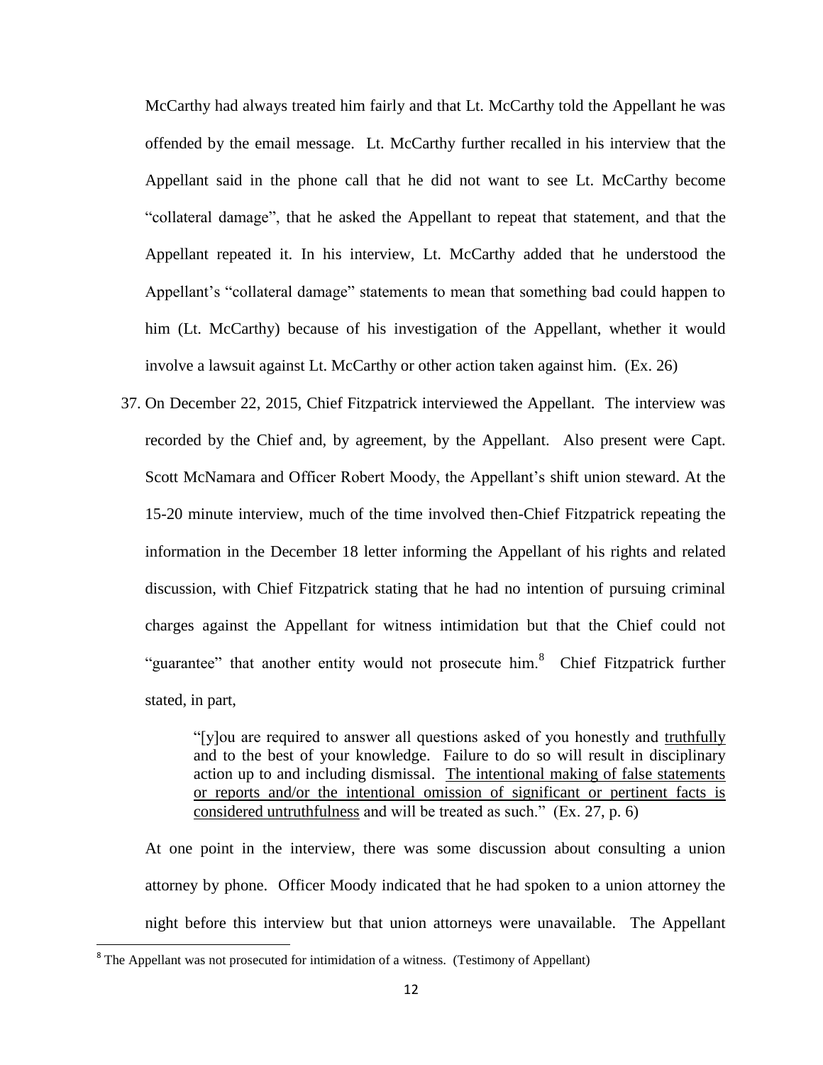McCarthy had always treated him fairly and that Lt. McCarthy told the Appellant he was offended by the email message. Lt. McCarthy further recalled in his interview that the Appellant said in the phone call that he did not want to see Lt. McCarthy become "collateral damage", that he asked the Appellant to repeat that statement, and that the Appellant repeated it. In his interview, Lt. McCarthy added that he understood the Appellant's "collateral damage" statements to mean that something bad could happen to him (Lt. McCarthy) because of his investigation of the Appellant, whether it would involve a lawsuit against Lt. McCarthy or other action taken against him. (Ex. 26)

37. On December 22, 2015, Chief Fitzpatrick interviewed the Appellant. The interview was recorded by the Chief and, by agreement, by the Appellant. Also present were Capt. Scott McNamara and Officer Robert Moody, the Appellant's shift union steward. At the 15-20 minute interview, much of the time involved then-Chief Fitzpatrick repeating the information in the December 18 letter informing the Appellant of his rights and related discussion, with Chief Fitzpatrick stating that he had no intention of pursuing criminal charges against the Appellant for witness intimidation but that the Chief could not "guarantee" that another entity would not prosecute him.[8] Chief Fitzpatrick further stated, in part,

    > "[y]ou are required to answer all questions asked of you honestly and <u>truthfully</u> and to the best of your knowledge. Failure to do so will result in disciplinary action up to and including dismissal. <u>The intentional making of false statements or reports and/or the intentional omission of significant or pertinent facts is considered untruthfulness</u> and will be treated as such." (Ex. 27, p. 6)

    At one point in the interview, there was some discussion about consulting a union attorney by phone. Officer Moody indicated that he had spoken to a union attorney the night before this interview but that union attorneys were unavailable. The Appellant

---

[8] The Appellant was not prosecuted for intimidation of a witness. (Testimony of Appellant)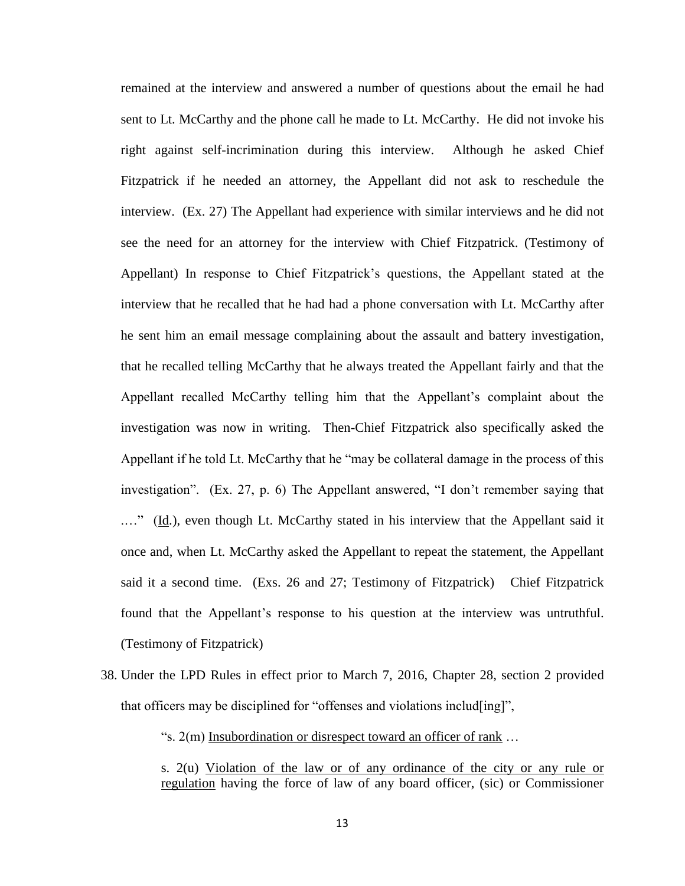remained at the interview and answered a number of questions about the email he had sent to Lt. McCarthy and the phone call he made to Lt. McCarthy. He did not invoke his right against self-incrimination during this interview. Although he asked Chief Fitzpatrick if he needed an attorney, the Appellant did not ask to reschedule the interview. (Ex. 27) The Appellant had experience with similar interviews and he did not see the need for an attorney for the interview with Chief Fitzpatrick. (Testimony of Appellant) In response to Chief Fitzpatrick's questions, the Appellant stated at the interview that he recalled that he had had a phone conversation with Lt. McCarthy after he sent him an email message complaining about the assault and battery investigation, that he recalled telling McCarthy that he always treated the Appellant fairly and that the Appellant recalled McCarthy telling him that the Appellant's complaint about the investigation was now in writing. Then-Chief Fitzpatrick also specifically asked the Appellant if he told Lt. McCarthy that he "may be collateral damage in the process of this investigation". (Ex. 27, p. 6) The Appellant answered, "I don't remember saying that …." (Id.), even though Lt. McCarthy stated in his interview that the Appellant said it once and, when Lt. McCarthy asked the Appellant to repeat the statement, the Appellant said it a second time. (Exs. 26 and 27; Testimony of Fitzpatrick) Chief Fitzpatrick found that the Appellant's response to his question at the interview was untruthful. (Testimony of Fitzpatrick)

38. Under the LPD Rules in effect prior to March 7, 2016, Chapter 28, section 2 provided that officers may be disciplined for "offenses and violations includ[ing]",

> "s. 2(m) Insubordination or disrespect toward an officer of rank …
>
> s. 2(u) Violation of the law or of any ordinance of the city or any rule or regulation having the force of law of any board officer, (sic) or Commissioner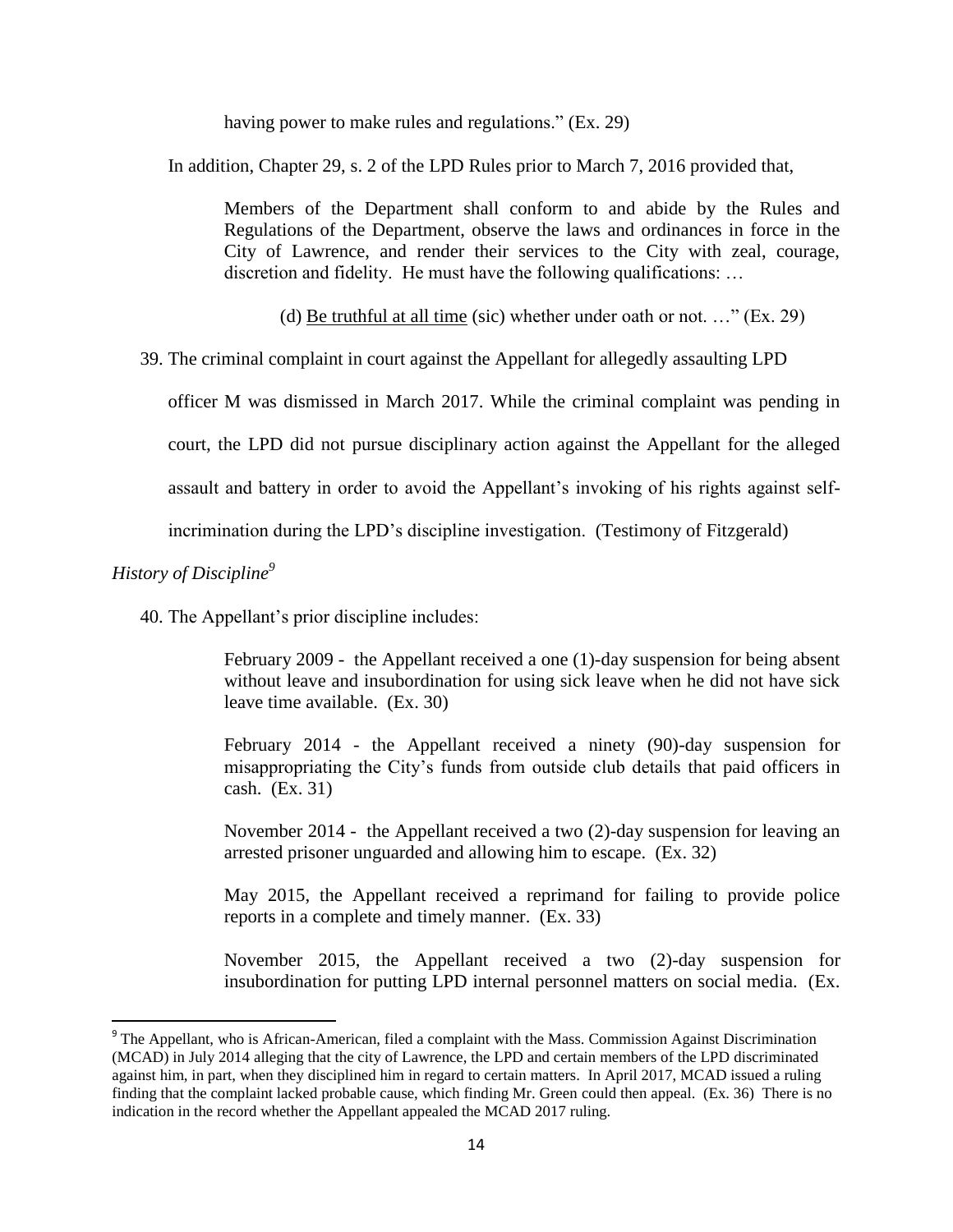having power to make rules and regulations." (Ex. 29)

In addition, Chapter 29, s. 2 of the LPD Rules prior to March 7, 2016 provided that,

> Members of the Department shall conform to and abide by the Rules and Regulations of the Department, observe the laws and ordinances in force in the City of Lawrence, and render their services to the City with zeal, courage, discretion and fidelity. He must have the following qualifications: …
>
> (d) <u>Be truthful at all time</u> (sic) whether under oath or not. …" (Ex. 29)

39. The criminal complaint in court against the Appellant for allegedly assaulting LPD officer M was dismissed in March 2017. While the criminal complaint was pending in court, the LPD did not pursue disciplinary action against the Appellant for the alleged assault and battery in order to avoid the Appellant's invoking of his rights against self-incrimination during the LPD's discipline investigation. (Testimony of Fitzgerald)

*History of Discipline*[9]

40. The Appellant's prior discipline includes:

> February 2009 - the Appellant received a one (1)-day suspension for being absent without leave and insubordination for using sick leave when he did not have sick leave time available. (Ex. 30)
>
> February 2014 - the Appellant received a ninety (90)-day suspension for misappropriating the City's funds from outside club details that paid officers in cash. (Ex. 31)
>
> November 2014 - the Appellant received a two (2)-day suspension for leaving an arrested prisoner unguarded and allowing him to escape. (Ex. 32)
>
> May 2015, the Appellant received a reprimand for failing to provide police reports in a complete and timely manner. (Ex. 33)
>
> November 2015, the Appellant received a two (2)-day suspension for insubordination for putting LPD internal personnel matters on social media. (Ex.

---

[9] The Appellant, who is African-American, filed a complaint with the Mass. Commission Against Discrimination (MCAD) in July 2014 alleging that the city of Lawrence, the LPD and certain members of the LPD discriminated against him, in part, when they disciplined him in regard to certain matters. In April 2017, MCAD issued a ruling finding that the complaint lacked probable cause, which finding Mr. Green could then appeal. (Ex. 36) There is no indication in the record whether the Appellant appealed the MCAD 2017 ruling.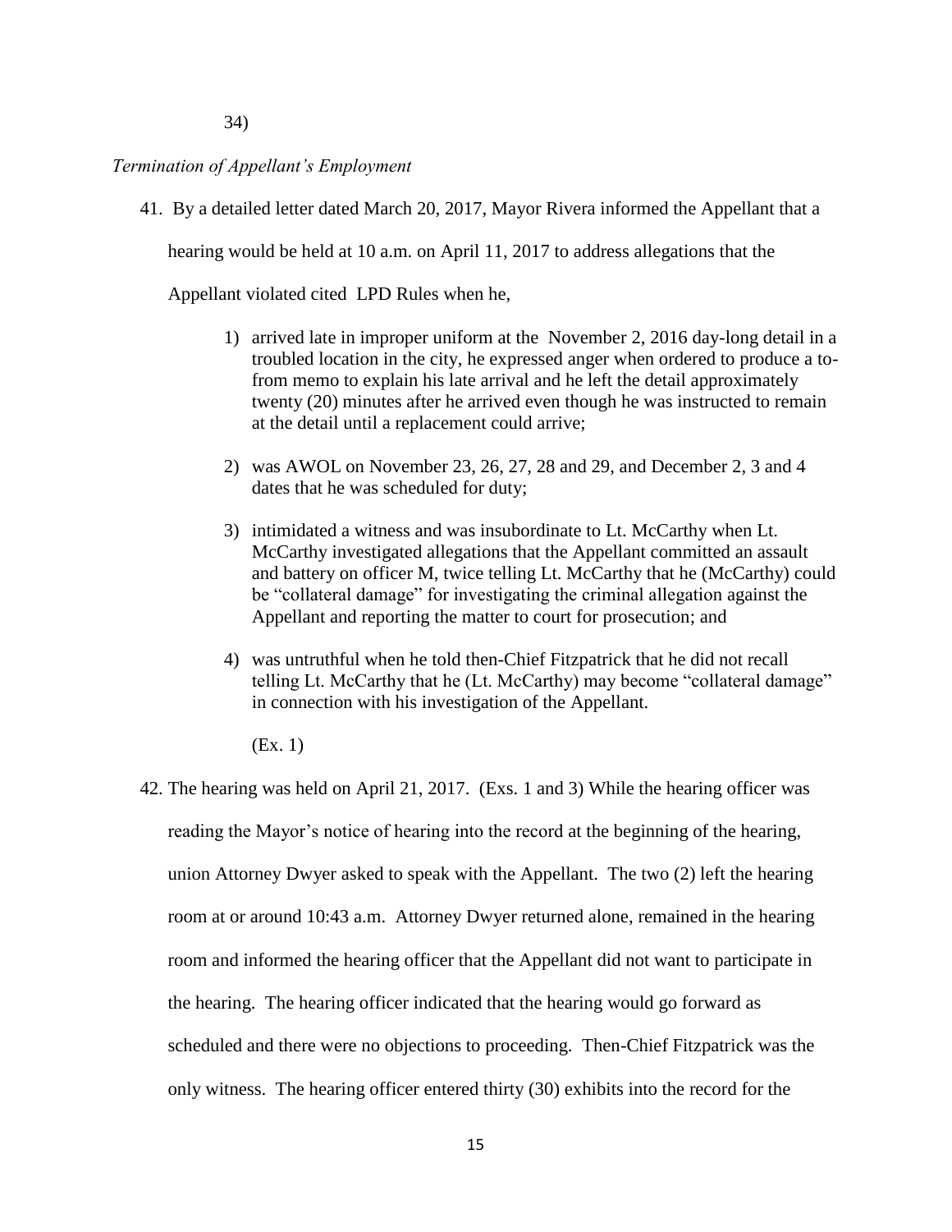34)

*Termination of Appellant's Employment*

41. By a detailed letter dated March 20, 2017, Mayor Rivera informed the Appellant that a hearing would be held at 10 a.m. on April 11, 2017 to address allegations that the Appellant violated cited LPD Rules when he,

    1) arrived late in improper uniform at the November 2, 2016 day-long detail in a troubled location in the city, he expressed anger when ordered to produce a to-from memo to explain his late arrival and he left the detail approximately twenty (20) minutes after he arrived even though he was instructed to remain at the detail until a replacement could arrive;

    2) was AWOL on November 23, 26, 27, 28 and 29, and December 2, 3 and 4 dates that he was scheduled for duty;

    3) intimidated a witness and was insubordinate to Lt. McCarthy when Lt. McCarthy investigated allegations that the Appellant committed an assault and battery on officer M, twice telling Lt. McCarthy that he (McCarthy) could be "collateral damage" for investigating the criminal allegation against the Appellant and reporting the matter to court for prosecution; and

    4) was untruthful when he told then-Chief Fitzpatrick that he did not recall telling Lt. McCarthy that he (Lt. McCarthy) may become "collateral damage" in connection with his investigation of the Appellant.

    (Ex. 1)

42. The hearing was held on April 21, 2017. (Exs. 1 and 3) While the hearing officer was reading the Mayor's notice of hearing into the record at the beginning of the hearing, union Attorney Dwyer asked to speak with the Appellant. The two (2) left the hearing room at or around 10:43 a.m. Attorney Dwyer returned alone, remained in the hearing room and informed the hearing officer that the Appellant did not want to participate in the hearing. The hearing officer indicated that the hearing would go forward as scheduled and there were no objections to proceeding. Then-Chief Fitzpatrick was the only witness. The hearing officer entered thirty (30) exhibits into the record for the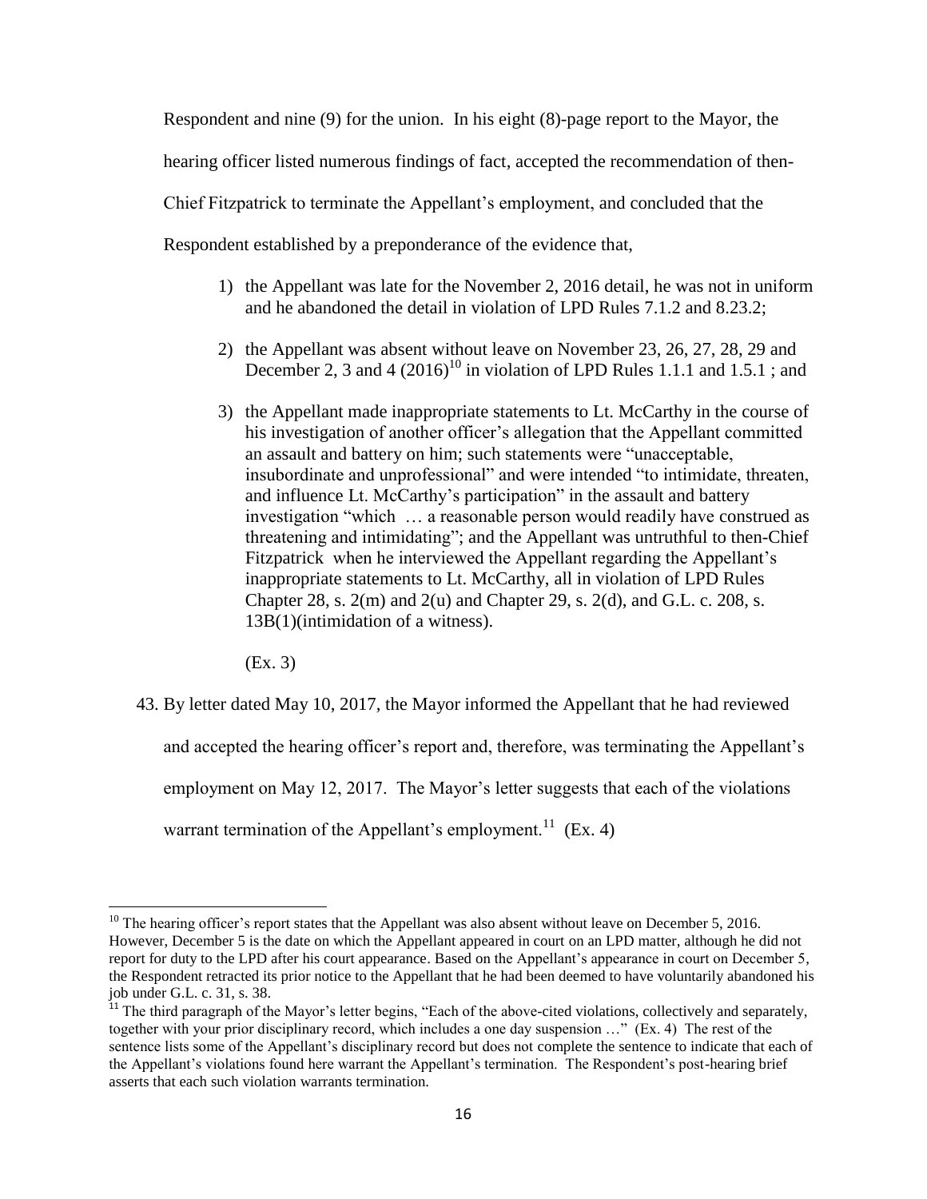Respondent and nine (9) for the union. In his eight (8)-page report to the Mayor, the hearing officer listed numerous findings of fact, accepted the recommendation of then-Chief Fitzpatrick to terminate the Appellant's employment, and concluded that the Respondent established by a preponderance of the evidence that,

1) the Appellant was late for the November 2, 2016 detail, he was not in uniform and he abandoned the detail in violation of LPD Rules 7.1.2 and 8.23.2;

2) the Appellant was absent without leave on November 23, 26, 27, 28, 29 and December 2, 3 and 4 (2016)[10] in violation of LPD Rules 1.1.1 and 1.5.1 ; and

3) the Appellant made inappropriate statements to Lt. McCarthy in the course of his investigation of another officer's allegation that the Appellant committed an assault and battery on him; such statements were "unacceptable, insubordinate and unprofessional" and were intended "to intimidate, threaten, and influence Lt. McCarthy's participation" in the assault and battery investigation "which … a reasonable person would readily have construed as threatening and intimidating"; and the Appellant was untruthful to then-Chief Fitzpatrick when he interviewed the Appellant regarding the Appellant's inappropriate statements to Lt. McCarthy, all in violation of LPD Rules Chapter 28, s. 2(m) and 2(u) and Chapter 29, s. 2(d), and G.L. c. 208, s. 13B(1)(intimidation of a witness).

(Ex. 3)

43. By letter dated May 10, 2017, the Mayor informed the Appellant that he had reviewed and accepted the hearing officer's report and, therefore, was terminating the Appellant's employment on May 12, 2017. The Mayor's letter suggests that each of the violations warrant termination of the Appellant's employment.[11] (Ex. 4)

---

[10] The hearing officer's report states that the Appellant was also absent without leave on December 5, 2016. However, December 5 is the date on which the Appellant appeared in court on an LPD matter, although he did not report for duty to the LPD after his court appearance. Based on the Appellant's appearance in court on December 5, the Respondent retracted its prior notice to the Appellant that he had been deemed to have voluntarily abandoned his job under G.L. c. 31, s. 38.

[11] The third paragraph of the Mayor's letter begins, "Each of the above-cited violations, collectively and separately, together with your prior disciplinary record, which includes a one day suspension …" (Ex. 4) The rest of the sentence lists some of the Appellant's disciplinary record but does not complete the sentence to indicate that each of the Appellant's violations found here warrant the Appellant's termination. The Respondent's post-hearing brief asserts that each such violation warrants termination.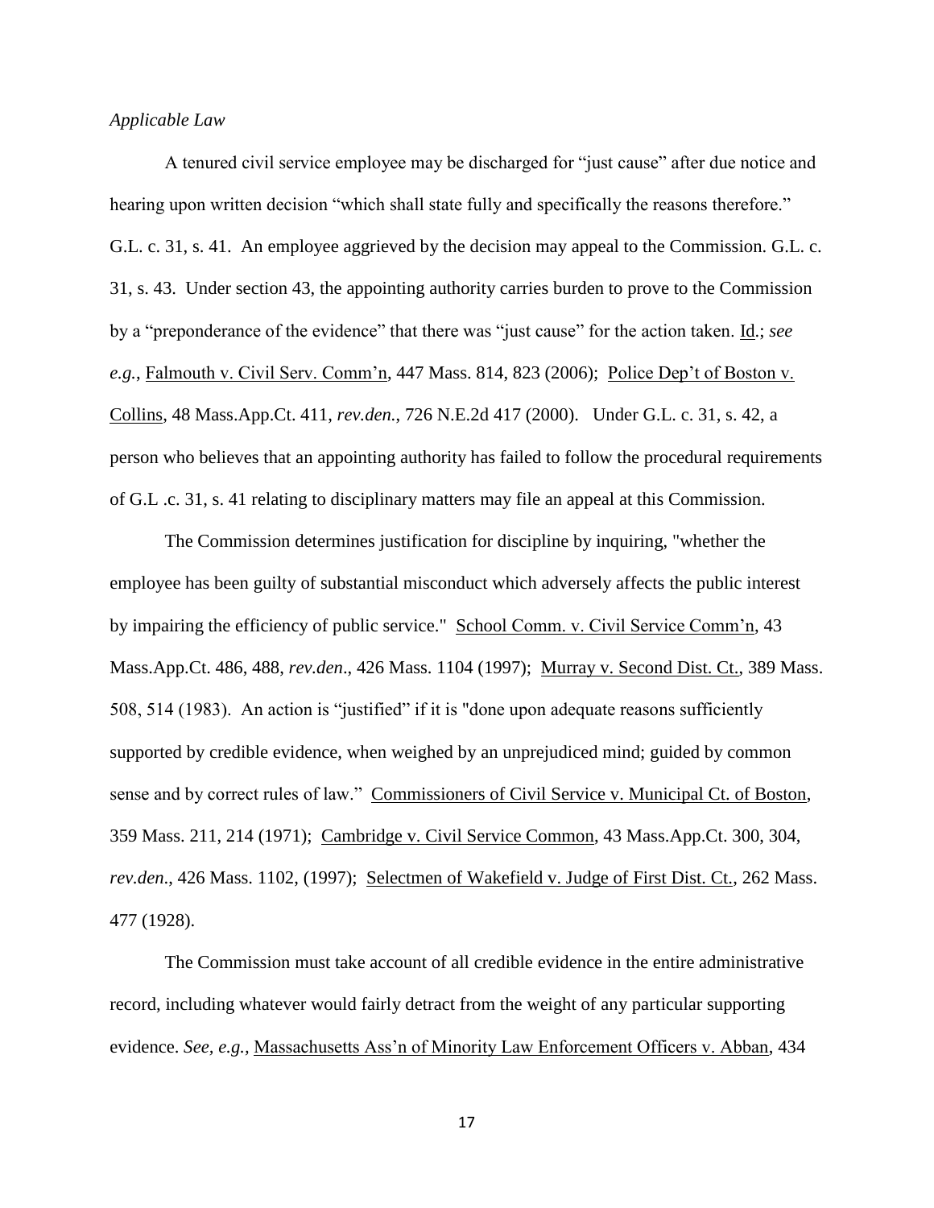*Applicable Law*

A tenured civil service employee may be discharged for "just cause" after due notice and hearing upon written decision "which shall state fully and specifically the reasons therefore." G.L. c. 31, s. 41. An employee aggrieved by the decision may appeal to the Commission. G.L. c. 31, s. 43. Under section 43, the appointing authority carries burden to prove to the Commission by a "preponderance of the evidence" that there was "just cause" for the action taken. Id.; *see e.g.*, Falmouth v. Civil Serv. Comm'n, 447 Mass. 814, 823 (2006); Police Dep't of Boston v. Collins, 48 Mass.App.Ct. 411, *rev.den.*, 726 N.E.2d 417 (2000). Under G.L. c. 31, s. 42, a person who believes that an appointing authority has failed to follow the procedural requirements of G.L .c. 31, s. 41 relating to disciplinary matters may file an appeal at this Commission.

The Commission determines justification for discipline by inquiring, "whether the employee has been guilty of substantial misconduct which adversely affects the public interest by impairing the efficiency of public service." School Comm. v. Civil Service Comm'n, 43 Mass.App.Ct. 486, 488, *rev.den*., 426 Mass. 1104 (1997); Murray v. Second Dist. Ct., 389 Mass. 508, 514 (1983). An action is "justified" if it is "done upon adequate reasons sufficiently supported by credible evidence, when weighed by an unprejudiced mind; guided by common sense and by correct rules of law." Commissioners of Civil Service v. Municipal Ct. of Boston, 359 Mass. 211, 214 (1971); Cambridge v. Civil Service Common, 43 Mass.App.Ct. 300, 304, *rev.den.*, 426 Mass. 1102, (1997); Selectmen of Wakefield v. Judge of First Dist. Ct., 262 Mass. 477 (1928).

The Commission must take account of all credible evidence in the entire administrative record, including whatever would fairly detract from the weight of any particular supporting evidence. *See, e.g.*, Massachusetts Ass'n of Minority Law Enforcement Officers v. Abban, 434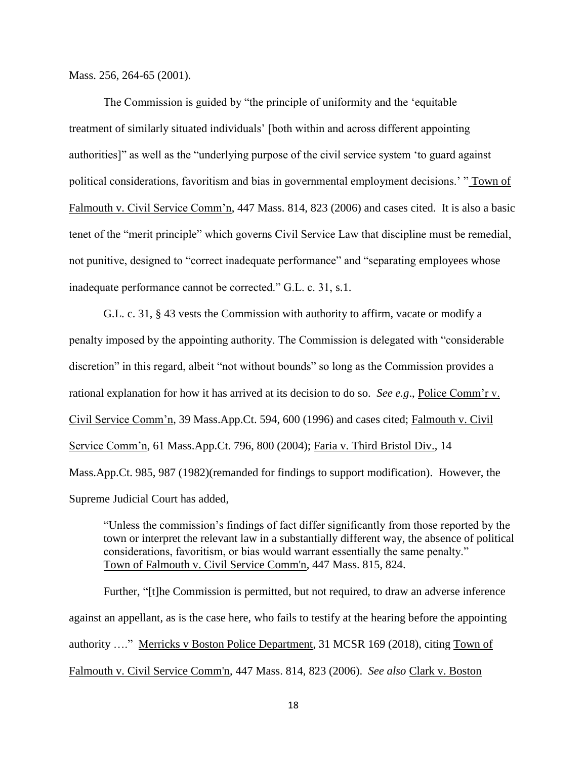Mass. 256, 264-65 (2001).

The Commission is guided by "the principle of uniformity and the 'equitable treatment of similarly situated individuals' [both within and across different appointing authorities]" as well as the "underlying purpose of the civil service system 'to guard against political considerations, favoritism and bias in governmental employment decisions.' " Town of Falmouth v. Civil Service Comm'n, 447 Mass. 814, 823 (2006) and cases cited. It is also a basic tenet of the "merit principle" which governs Civil Service Law that discipline must be remedial, not punitive, designed to "correct inadequate performance" and "separating employees whose inadequate performance cannot be corrected." G.L. c. 31, s.1.

G.L. c. 31, § 43 vests the Commission with authority to affirm, vacate or modify a penalty imposed by the appointing authority. The Commission is delegated with "considerable discretion" in this regard, albeit "not without bounds" so long as the Commission provides a rational explanation for how it has arrived at its decision to do so. *See e.g*., Police Comm'r v. Civil Service Comm'n, 39 Mass.App.Ct. 594, 600 (1996) and cases cited; Falmouth v. Civil Service Comm'n, 61 Mass.App.Ct. 796, 800 (2004); Faria v. Third Bristol Div., 14 Mass.App.Ct. 985, 987 (1982)(remanded for findings to support modification). However, the Supreme Judicial Court has added,

> "Unless the commission's findings of fact differ significantly from those reported by the town or interpret the relevant law in a substantially different way, the absence of political considerations, favoritism, or bias would warrant essentially the same penalty." Town of Falmouth v. Civil Service Comm'n, 447 Mass. 815, 824.

Further, "[t]he Commission is permitted, but not required, to draw an adverse inference against an appellant, as is the case here, who fails to testify at the hearing before the appointing authority …." Merricks v Boston Police Department, 31 MCSR 169 (2018), citing Town of Falmouth v. Civil Service Comm'n, 447 Mass. 814, 823 (2006). *See also* Clark v. Boston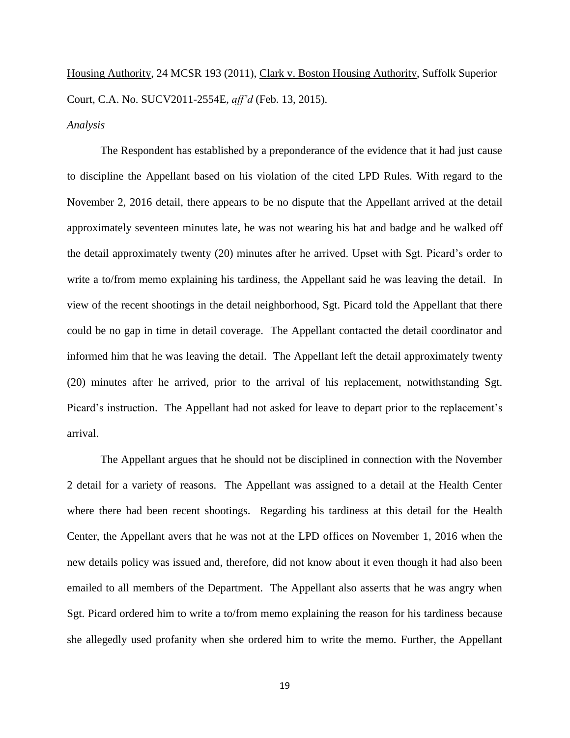Housing Authority, 24 MCSR 193 (2011), Clark v. Boston Housing Authority, Suffolk Superior Court, C.A. No. SUCV2011-2554E, *aff'd* (Feb. 13, 2015).

*Analysis*

The Respondent has established by a preponderance of the evidence that it had just cause to discipline the Appellant based on his violation of the cited LPD Rules. With regard to the November 2, 2016 detail, there appears to be no dispute that the Appellant arrived at the detail approximately seventeen minutes late, he was not wearing his hat and badge and he walked off the detail approximately twenty (20) minutes after he arrived. Upset with Sgt. Picard's order to write a to/from memo explaining his tardiness, the Appellant said he was leaving the detail. In view of the recent shootings in the detail neighborhood, Sgt. Picard told the Appellant that there could be no gap in time in detail coverage. The Appellant contacted the detail coordinator and informed him that he was leaving the detail. The Appellant left the detail approximately twenty (20) minutes after he arrived, prior to the arrival of his replacement, notwithstanding Sgt. Picard's instruction. The Appellant had not asked for leave to depart prior to the replacement's arrival.

The Appellant argues that he should not be disciplined in connection with the November 2 detail for a variety of reasons. The Appellant was assigned to a detail at the Health Center where there had been recent shootings. Regarding his tardiness at this detail for the Health Center, the Appellant avers that he was not at the LPD offices on November 1, 2016 when the new details policy was issued and, therefore, did not know about it even though it had also been emailed to all members of the Department. The Appellant also asserts that he was angry when Sgt. Picard ordered him to write a to/from memo explaining the reason for his tardiness because she allegedly used profanity when she ordered him to write the memo. Further, the Appellant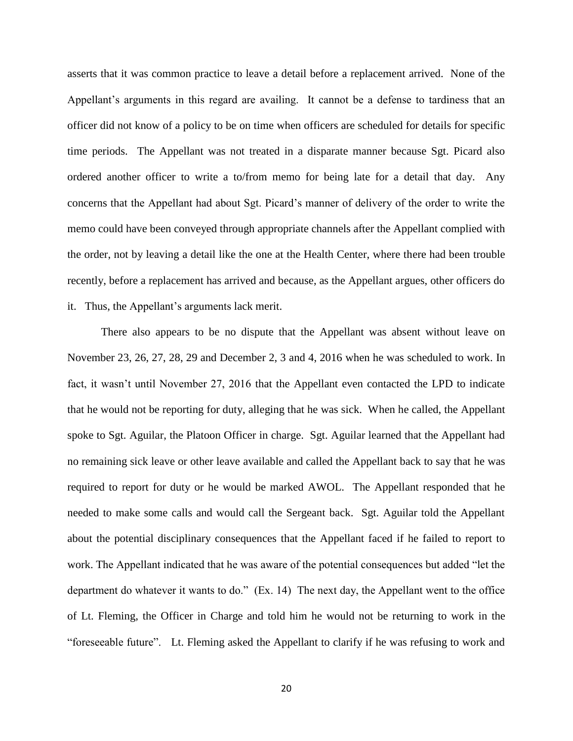asserts that it was common practice to leave a detail before a replacement arrived. None of the Appellant's arguments in this regard are availing. It cannot be a defense to tardiness that an officer did not know of a policy to be on time when officers are scheduled for details for specific time periods. The Appellant was not treated in a disparate manner because Sgt. Picard also ordered another officer to write a to/from memo for being late for a detail that day. Any concerns that the Appellant had about Sgt. Picard's manner of delivery of the order to write the memo could have been conveyed through appropriate channels after the Appellant complied with the order, not by leaving a detail like the one at the Health Center, where there had been trouble recently, before a replacement has arrived and because, as the Appellant argues, other officers do it. Thus, the Appellant's arguments lack merit.

There also appears to be no dispute that the Appellant was absent without leave on November 23, 26, 27, 28, 29 and December 2, 3 and 4, 2016 when he was scheduled to work. In fact, it wasn't until November 27, 2016 that the Appellant even contacted the LPD to indicate that he would not be reporting for duty, alleging that he was sick. When he called, the Appellant spoke to Sgt. Aguilar, the Platoon Officer in charge. Sgt. Aguilar learned that the Appellant had no remaining sick leave or other leave available and called the Appellant back to say that he was required to report for duty or he would be marked AWOL. The Appellant responded that he needed to make some calls and would call the Sergeant back. Sgt. Aguilar told the Appellant about the potential disciplinary consequences that the Appellant faced if he failed to report to work. The Appellant indicated that he was aware of the potential consequences but added "let the department do whatever it wants to do." (Ex. 14) The next day, the Appellant went to the office of Lt. Fleming, the Officer in Charge and told him he would not be returning to work in the "foreseeable future". Lt. Fleming asked the Appellant to clarify if he was refusing to work and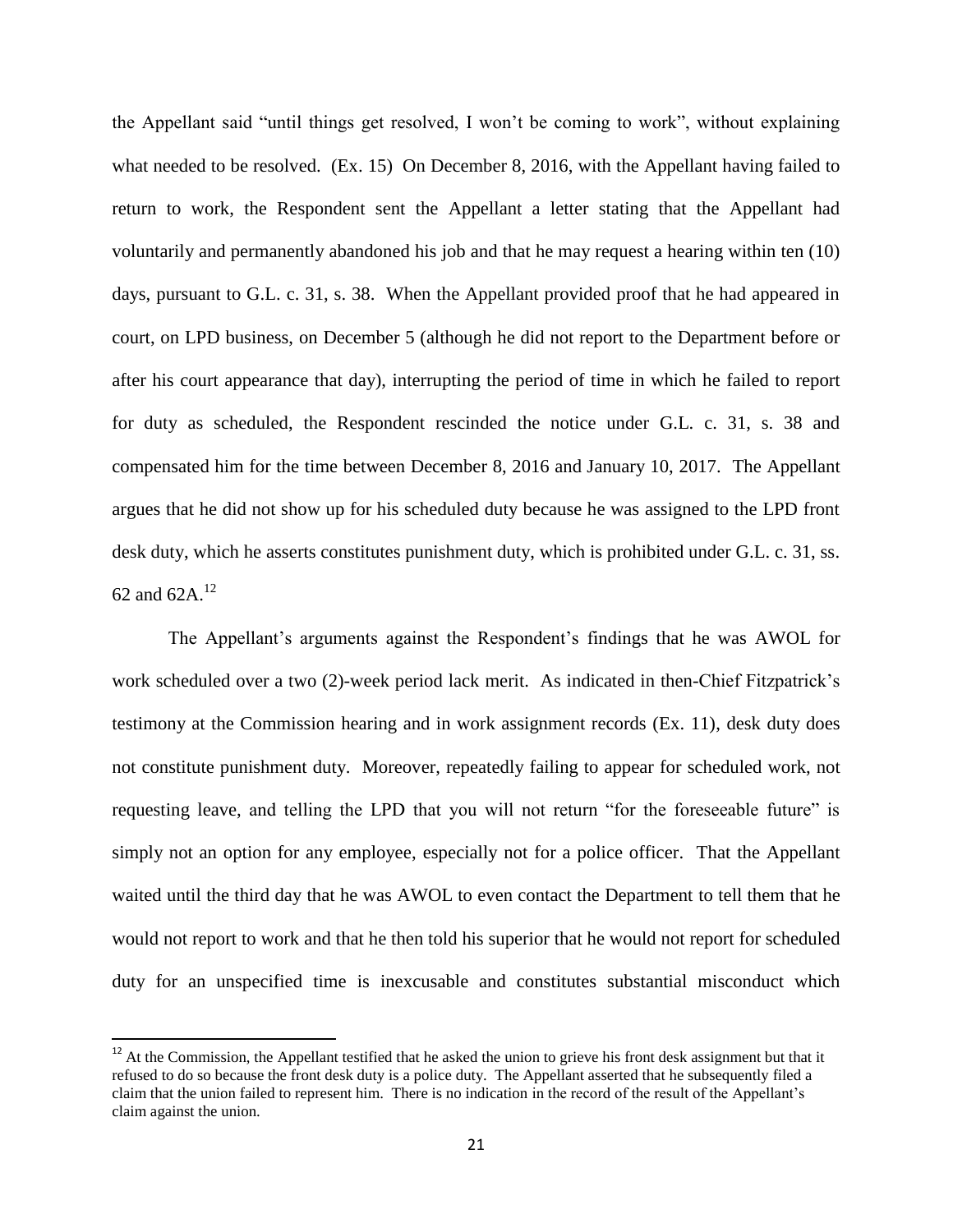the Appellant said "until things get resolved, I won't be coming to work", without explaining what needed to be resolved. (Ex. 15) On December 8, 2016, with the Appellant having failed to return to work, the Respondent sent the Appellant a letter stating that the Appellant had voluntarily and permanently abandoned his job and that he may request a hearing within ten (10) days, pursuant to G.L. c. 31, s. 38. When the Appellant provided proof that he had appeared in court, on LPD business, on December 5 (although he did not report to the Department before or after his court appearance that day), interrupting the period of time in which he failed to report for duty as scheduled, the Respondent rescinded the notice under G.L. c. 31, s. 38 and compensated him for the time between December 8, 2016 and January 10, 2017. The Appellant argues that he did not show up for his scheduled duty because he was assigned to the LPD front desk duty, which he asserts constitutes punishment duty, which is prohibited under G.L. c. 31, ss. 62 and 62A.[12]

The Appellant's arguments against the Respondent's findings that he was AWOL for work scheduled over a two (2)-week period lack merit. As indicated in then-Chief Fitzpatrick's testimony at the Commission hearing and in work assignment records (Ex. 11), desk duty does not constitute punishment duty. Moreover, repeatedly failing to appear for scheduled work, not requesting leave, and telling the LPD that you will not return "for the foreseeable future" is simply not an option for any employee, especially not for a police officer. That the Appellant waited until the third day that he was AWOL to even contact the Department to tell them that he would not report to work and that he then told his superior that he would not report for scheduled duty for an unspecified time is inexcusable and constitutes substantial misconduct which

[12] At the Commission, the Appellant testified that he asked the union to grieve his front desk assignment but that it refused to do so because the front desk duty is a police duty. The Appellant asserted that he subsequently filed a claim that the union failed to represent him. There is no indication in the record of the result of the Appellant's claim against the union.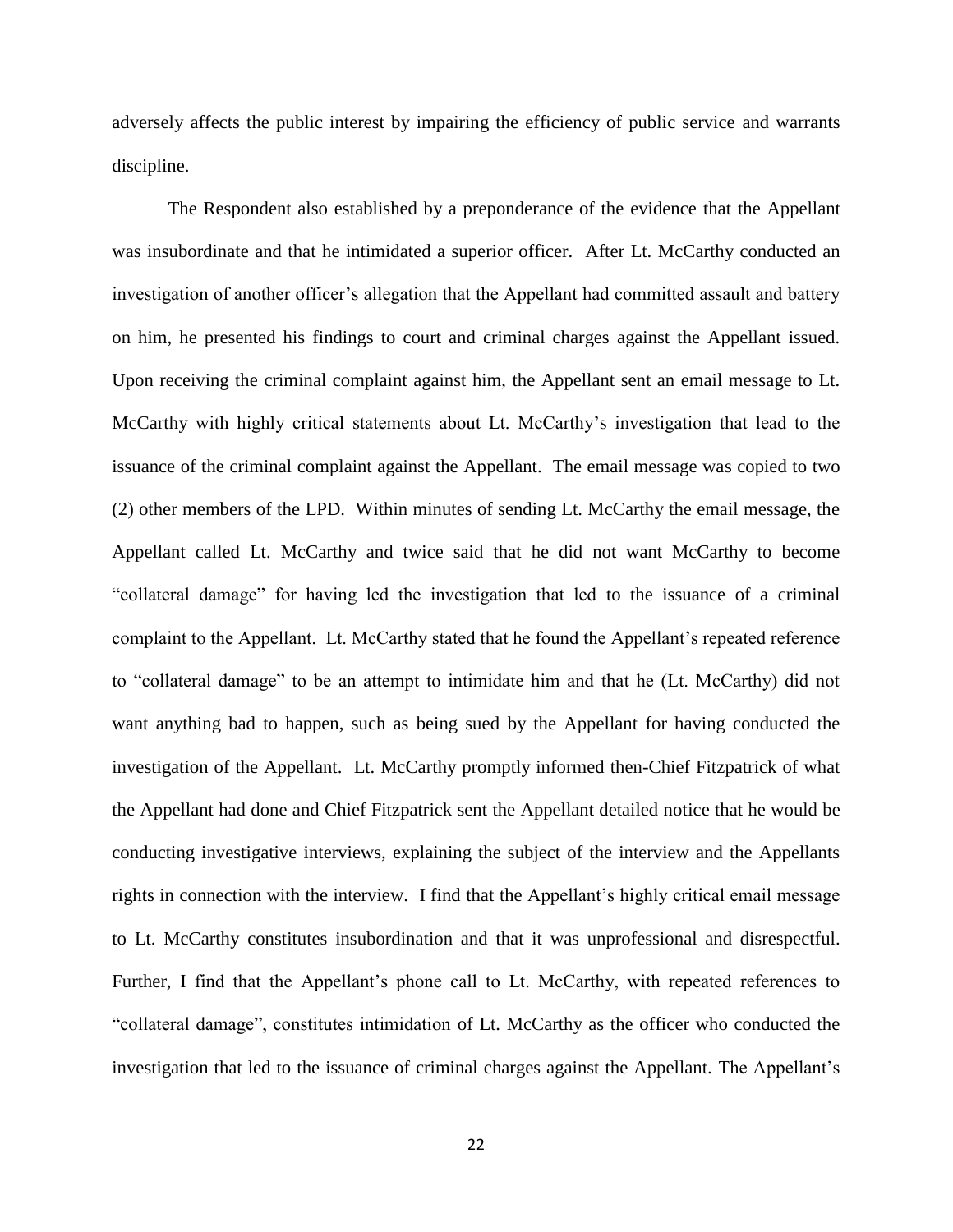adversely affects the public interest by impairing the efficiency of public service and warrants discipline.

The Respondent also established by a preponderance of the evidence that the Appellant was insubordinate and that he intimidated a superior officer. After Lt. McCarthy conducted an investigation of another officer's allegation that the Appellant had committed assault and battery on him, he presented his findings to court and criminal charges against the Appellant issued. Upon receiving the criminal complaint against him, the Appellant sent an email message to Lt. McCarthy with highly critical statements about Lt. McCarthy's investigation that lead to the issuance of the criminal complaint against the Appellant. The email message was copied to two (2) other members of the LPD. Within minutes of sending Lt. McCarthy the email message, the Appellant called Lt. McCarthy and twice said that he did not want McCarthy to become "collateral damage" for having led the investigation that led to the issuance of a criminal complaint to the Appellant. Lt. McCarthy stated that he found the Appellant's repeated reference to "collateral damage" to be an attempt to intimidate him and that he (Lt. McCarthy) did not want anything bad to happen, such as being sued by the Appellant for having conducted the investigation of the Appellant. Lt. McCarthy promptly informed then-Chief Fitzpatrick of what the Appellant had done and Chief Fitzpatrick sent the Appellant detailed notice that he would be conducting investigative interviews, explaining the subject of the interview and the Appellants rights in connection with the interview. I find that the Appellant's highly critical email message to Lt. McCarthy constitutes insubordination and that it was unprofessional and disrespectful. Further, I find that the Appellant's phone call to Lt. McCarthy, with repeated references to "collateral damage", constitutes intimidation of Lt. McCarthy as the officer who conducted the investigation that led to the issuance of criminal charges against the Appellant. The Appellant's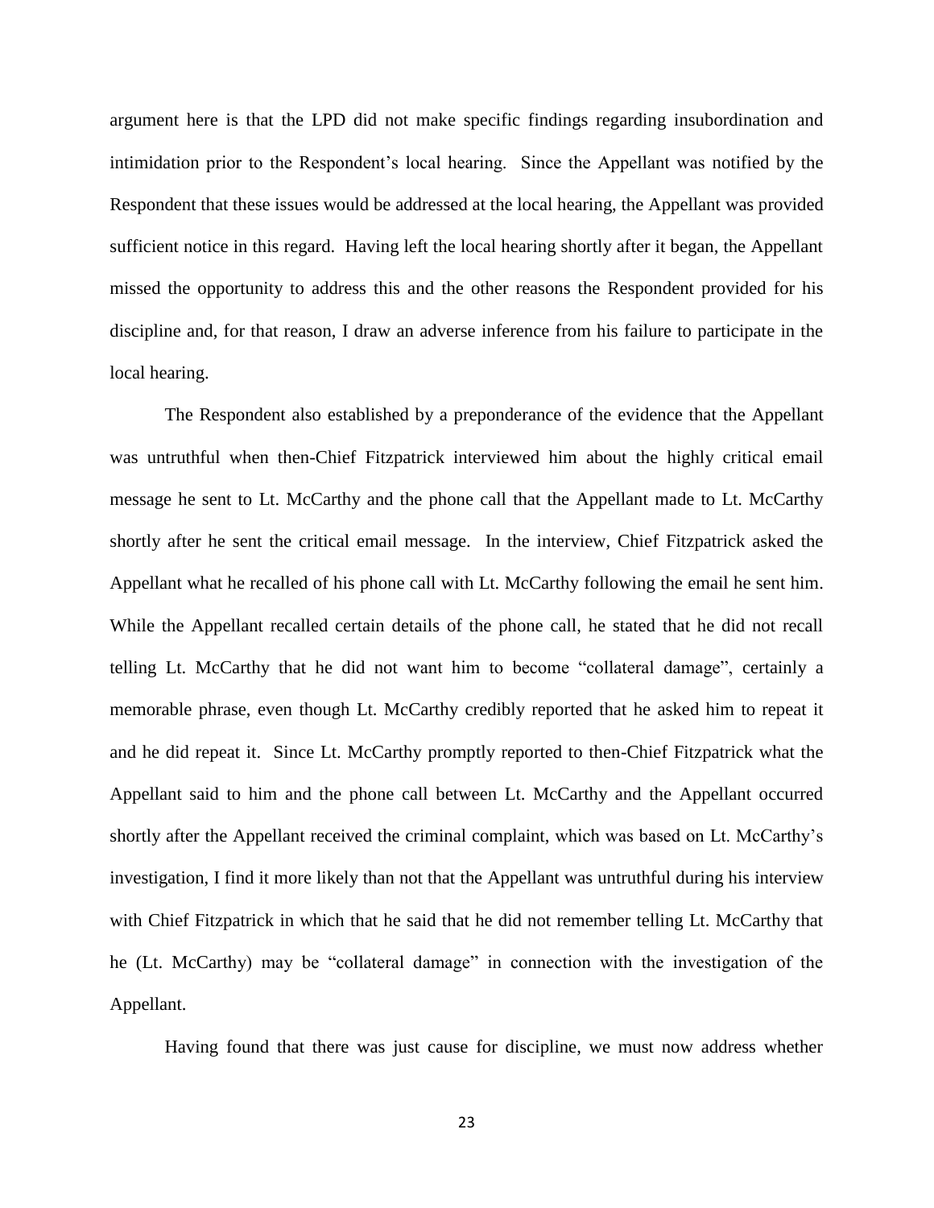argument here is that the LPD did not make specific findings regarding insubordination and intimidation prior to the Respondent's local hearing. Since the Appellant was notified by the Respondent that these issues would be addressed at the local hearing, the Appellant was provided sufficient notice in this regard. Having left the local hearing shortly after it began, the Appellant missed the opportunity to address this and the other reasons the Respondent provided for his discipline and, for that reason, I draw an adverse inference from his failure to participate in the local hearing.

The Respondent also established by a preponderance of the evidence that the Appellant was untruthful when then-Chief Fitzpatrick interviewed him about the highly critical email message he sent to Lt. McCarthy and the phone call that the Appellant made to Lt. McCarthy shortly after he sent the critical email message. In the interview, Chief Fitzpatrick asked the Appellant what he recalled of his phone call with Lt. McCarthy following the email he sent him. While the Appellant recalled certain details of the phone call, he stated that he did not recall telling Lt. McCarthy that he did not want him to become "collateral damage", certainly a memorable phrase, even though Lt. McCarthy credibly reported that he asked him to repeat it and he did repeat it. Since Lt. McCarthy promptly reported to then-Chief Fitzpatrick what the Appellant said to him and the phone call between Lt. McCarthy and the Appellant occurred shortly after the Appellant received the criminal complaint, which was based on Lt. McCarthy's investigation, I find it more likely than not that the Appellant was untruthful during his interview with Chief Fitzpatrick in which that he said that he did not remember telling Lt. McCarthy that he (Lt. McCarthy) may be "collateral damage" in connection with the investigation of the Appellant.

Having found that there was just cause for discipline, we must now address whether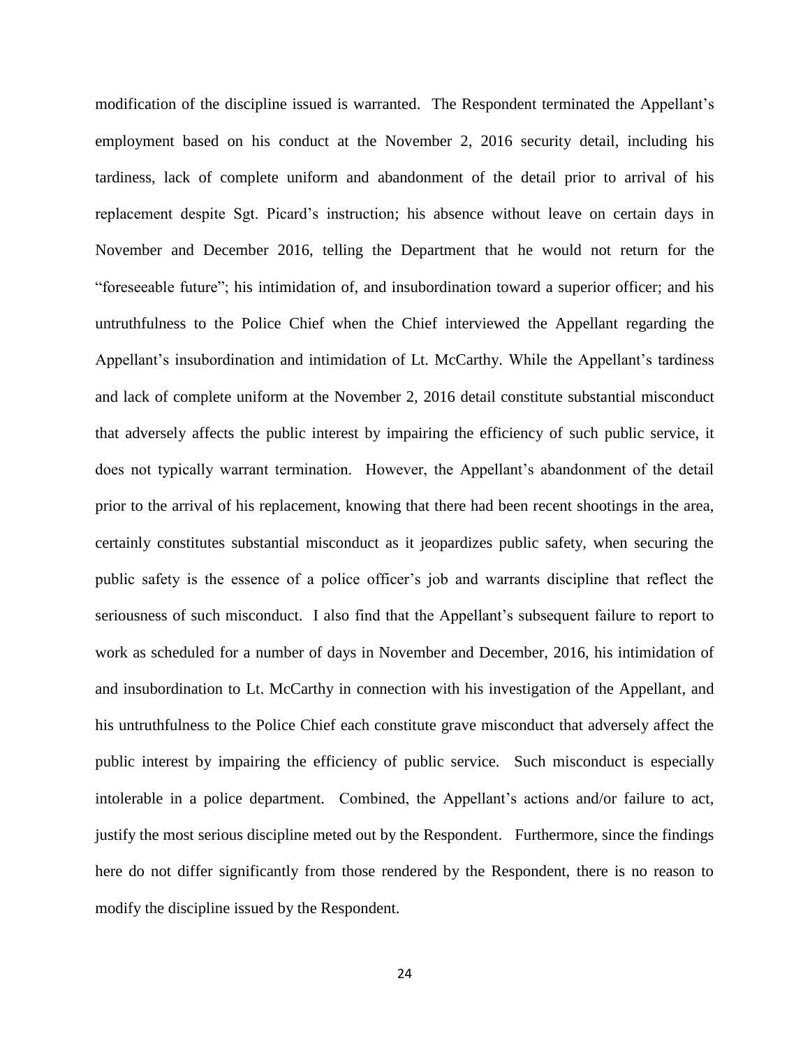modification of the discipline issued is warranted. The Respondent terminated the Appellant's employment based on his conduct at the November 2, 2016 security detail, including his tardiness, lack of complete uniform and abandonment of the detail prior to arrival of his replacement despite Sgt. Picard's instruction; his absence without leave on certain days in November and December 2016, telling the Department that he would not return for the "foreseeable future"; his intimidation of, and insubordination toward a superior officer; and his untruthfulness to the Police Chief when the Chief interviewed the Appellant regarding the Appellant's insubordination and intimidation of Lt. McCarthy. While the Appellant's tardiness and lack of complete uniform at the November 2, 2016 detail constitute substantial misconduct that adversely affects the public interest by impairing the efficiency of such public service, it does not typically warrant termination. However, the Appellant's abandonment of the detail prior to the arrival of his replacement, knowing that there had been recent shootings in the area, certainly constitutes substantial misconduct as it jeopardizes public safety, when securing the public safety is the essence of a police officer's job and warrants discipline that reflect the seriousness of such misconduct. I also find that the Appellant's subsequent failure to report to work as scheduled for a number of days in November and December, 2016, his intimidation of and insubordination to Lt. McCarthy in connection with his investigation of the Appellant, and his untruthfulness to the Police Chief each constitute grave misconduct that adversely affect the public interest by impairing the efficiency of public service. Such misconduct is especially intolerable in a police department. Combined, the Appellant's actions and/or failure to act, justify the most serious discipline meted out by the Respondent. Furthermore, since the findings here do not differ significantly from those rendered by the Respondent, there is no reason to modify the discipline issued by the Respondent.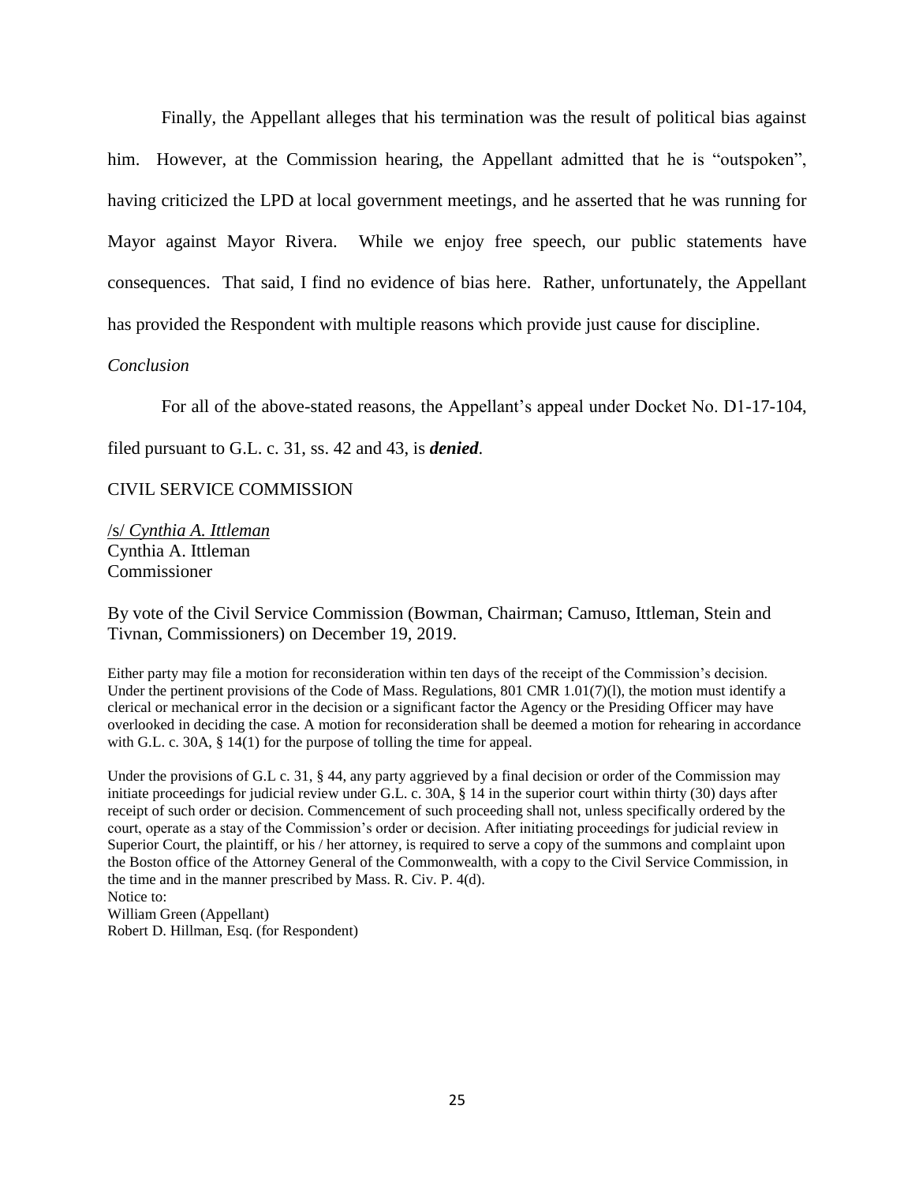Finally, the Appellant alleges that his termination was the result of political bias against him. However, at the Commission hearing, the Appellant admitted that he is "outspoken", having criticized the LPD at local government meetings, and he asserted that he was running for Mayor against Mayor Rivera. While we enjoy free speech, our public statements have consequences. That said, I find no evidence of bias here. Rather, unfortunately, the Appellant has provided the Respondent with multiple reasons which provide just cause for discipline.

*Conclusion*

For all of the above-stated reasons, the Appellant's appeal under Docket No. D1-17-104, filed pursuant to G.L. c. 31, ss. 42 and 43, is ***denied***.

CIVIL SERVICE COMMISSION

/s/ *Cynthia A. Ittleman*
Cynthia A. Ittleman
Commissioner

By vote of the Civil Service Commission (Bowman, Chairman; Camuso, Ittleman, Stein and Tivnan, Commissioners) on December 19, 2019.

Either party may file a motion for reconsideration within ten days of the receipt of the Commission's decision. Under the pertinent provisions of the Code of Mass. Regulations, 801 CMR 1.01(7)(l), the motion must identify a clerical or mechanical error in the decision or a significant factor the Agency or the Presiding Officer may have overlooked in deciding the case. A motion for reconsideration shall be deemed a motion for rehearing in accordance with G.L. c. 30A, § 14(1) for the purpose of tolling the time for appeal.

Under the provisions of G.L c. 31, § 44, any party aggrieved by a final decision or order of the Commission may initiate proceedings for judicial review under G.L. c. 30A, § 14 in the superior court within thirty (30) days after receipt of such order or decision. Commencement of such proceeding shall not, unless specifically ordered by the court, operate as a stay of the Commission's order or decision. After initiating proceedings for judicial review in Superior Court, the plaintiff, or his / her attorney, is required to serve a copy of the summons and complaint upon the Boston office of the Attorney General of the Commonwealth, with a copy to the Civil Service Commission, in the time and in the manner prescribed by Mass. R. Civ. P. 4(d).

Notice to:
William Green (Appellant)
Robert D. Hillman, Esq. (for Respondent)